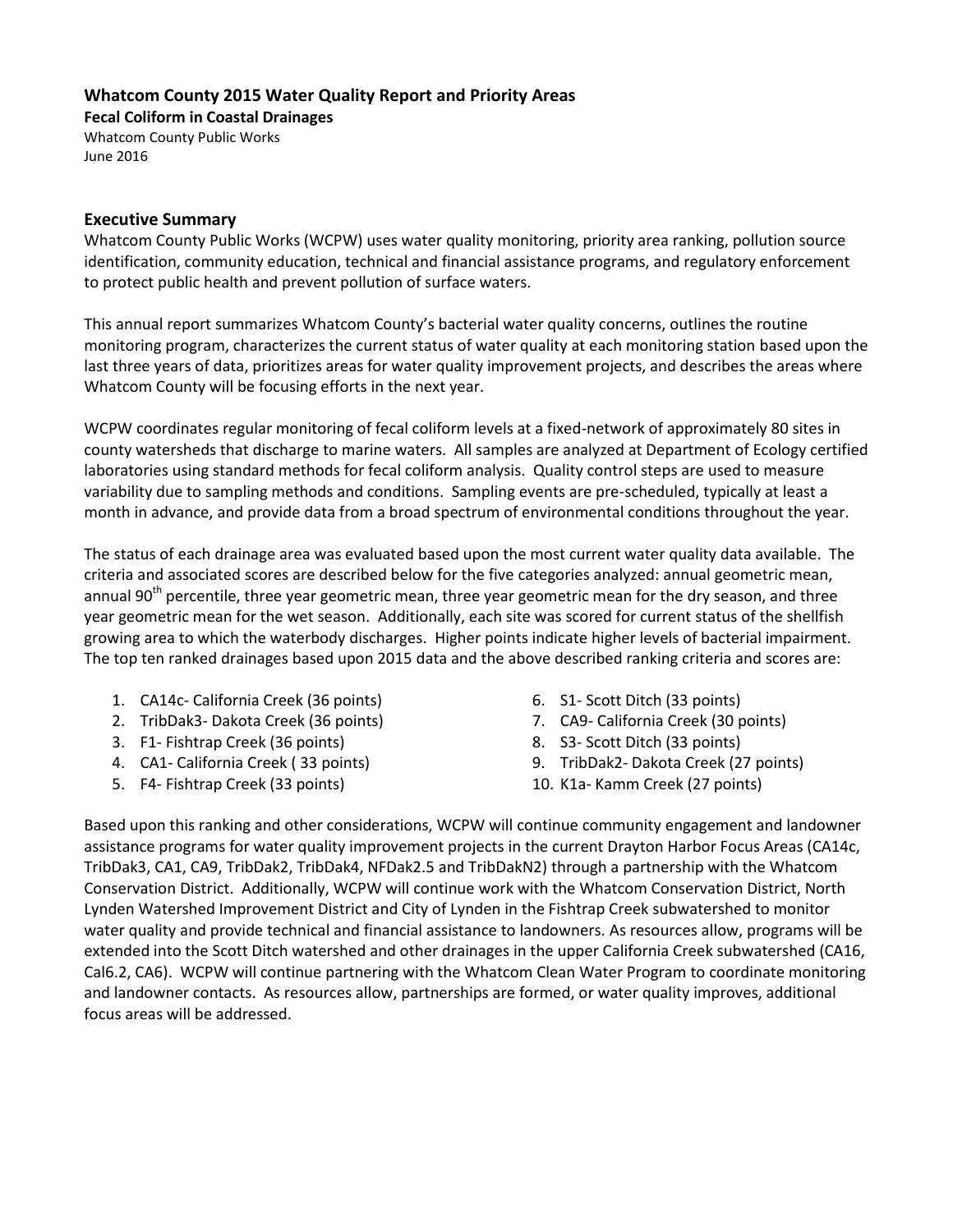# Whatcom County 2015 Water Quality Report and Priority Areas

**Fecal Coliform in Coastal Drainages**

Whatcom County Public Works

June 2016

## Executive Summary

Whatcom County Public Works (WCPW) uses water quality monitoring, priority area ranking, pollution source identification, community education, technical and financial assistance programs, and regulatory enforcement to protect public health and prevent pollution of surface waters.

This annual report summarizes Whatcom County's bacterial water quality concerns, outlines the routine monitoring program, characterizes the current status of water quality at each monitoring station based upon the last three years of data, prioritizes areas for water quality improvement projects, and describes the areas where Whatcom County will be focusing efforts in the next year.

WCPW coordinates regular monitoring of fecal coliform levels at a fixed-network of approximately 80 sites in county watersheds that discharge to marine waters. All samples are analyzed at Department of Ecology certified laboratories using standard methods for fecal coliform analysis. Quality control steps are used to measure variability due to sampling methods and conditions. Sampling events are pre-scheduled, typically at least a month in advance, and provide data from a broad spectrum of environmental conditions throughout the year.

The status of each drainage area was evaluated based upon the most current water quality data available. The criteria and associated scores are described below for the five categories analyzed: annual geometric mean, annual 90th percentile, three year geometric mean, three year geometric mean for the dry season, and three year geometric mean for the wet season. Additionally, each site was scored for current status of the shellfish growing area to which the waterbody discharges. Higher points indicate higher levels of bacterial impairment. The top ten ranked drainages based upon 2015 data and the above described ranking criteria and scores are:

1. CA14c- California Creek (36 points)
2. TribDak3- Dakota Creek (36 points)
3. F1- Fishtrap Creek (36 points)
4. CA1- California Creek ( 33 points)
5. F4- Fishtrap Creek (33 points)
6. S1- Scott Ditch (33 points)
7. CA9- California Creek (30 points)
8. S3- Scott Ditch (33 points)
9. TribDak2- Dakota Creek (27 points)
10. K1a- Kamm Creek (27 points)

Based upon this ranking and other considerations, WCPW will continue community engagement and landowner assistance programs for water quality improvement projects in the current Drayton Harbor Focus Areas (CA14c, TribDak3, CA1, CA9, TribDak2, TribDak4, NFDak2.5 and TribDakN2) through a partnership with the Whatcom Conservation District. Additionally, WCPW will continue work with the Whatcom Conservation District, North Lynden Watershed Improvement District and City of Lynden in the Fishtrap Creek subwatershed to monitor water quality and provide technical and financial assistance to landowners. As resources allow, programs will be extended into the Scott Ditch watershed and other drainages in the upper California Creek subwatershed (CA16, Cal6.2, CA6). WCPW will continue partnering with the Whatcom Clean Water Program to coordinate monitoring and landowner contacts. As resources allow, partnerships are formed, or water quality improves, additional focus areas will be addressed.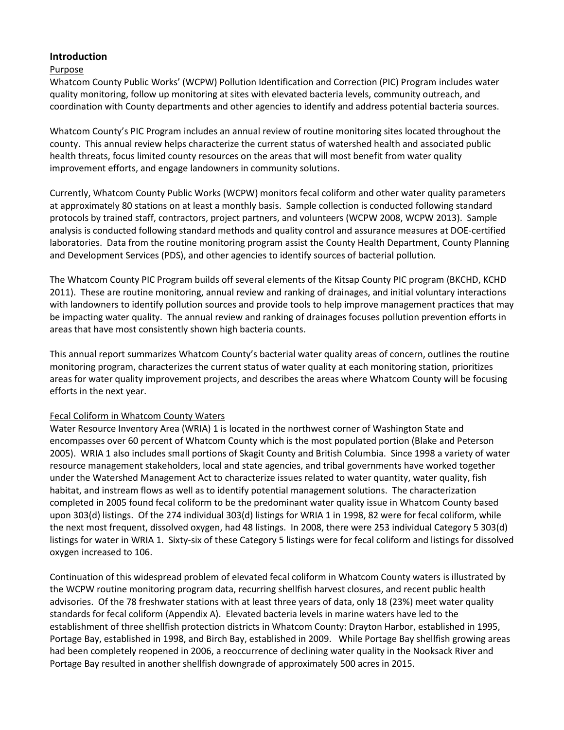## Introduction

### Purpose

Whatcom County Public Works' (WCPW) Pollution Identification and Correction (PIC) Program includes water quality monitoring, follow up monitoring at sites with elevated bacteria levels, community outreach, and coordination with County departments and other agencies to identify and address potential bacteria sources.

Whatcom County's PIC Program includes an annual review of routine monitoring sites located throughout the county. This annual review helps characterize the current status of watershed health and associated public health threats, focus limited county resources on the areas that will most benefit from water quality improvement efforts, and engage landowners in community solutions.

Currently, Whatcom County Public Works (WCPW) monitors fecal coliform and other water quality parameters at approximately 80 stations on at least a monthly basis. Sample collection is conducted following standard protocols by trained staff, contractors, project partners, and volunteers (WCPW 2008, WCPW 2013). Sample analysis is conducted following standard methods and quality control and assurance measures at DOE-certified laboratories. Data from the routine monitoring program assist the County Health Department, County Planning and Development Services (PDS), and other agencies to identify sources of bacterial pollution.

The Whatcom County PIC Program builds off several elements of the Kitsap County PIC program (BKCHD, KCHD 2011). These are routine monitoring, annual review and ranking of drainages, and initial voluntary interactions with landowners to identify pollution sources and provide tools to help improve management practices that may be impacting water quality. The annual review and ranking of drainages focuses pollution prevention efforts in areas that have most consistently shown high bacteria counts.

This annual report summarizes Whatcom County's bacterial water quality areas of concern, outlines the routine monitoring program, characterizes the current status of water quality at each monitoring station, prioritizes areas for water quality improvement projects, and describes the areas where Whatcom County will be focusing efforts in the next year.

### Fecal Coliform in Whatcom County Waters

Water Resource Inventory Area (WRIA) 1 is located in the northwest corner of Washington State and encompasses over 60 percent of Whatcom County which is the most populated portion (Blake and Peterson 2005). WRIA 1 also includes small portions of Skagit County and British Columbia. Since 1998 a variety of water resource management stakeholders, local and state agencies, and tribal governments have worked together under the Watershed Management Act to characterize issues related to water quantity, water quality, fish habitat, and instream flows as well as to identify potential management solutions. The characterization completed in 2005 found fecal coliform to be the predominant water quality issue in Whatcom County based upon 303(d) listings. Of the 274 individual 303(d) listings for WRIA 1 in 1998, 82 were for fecal coliform, while the next most frequent, dissolved oxygen, had 48 listings. In 2008, there were 253 individual Category 5 303(d) listings for water in WRIA 1. Sixty-six of these Category 5 listings were for fecal coliform and listings for dissolved oxygen increased to 106.

Continuation of this widespread problem of elevated fecal coliform in Whatcom County waters is illustrated by the WCPW routine monitoring program data, recurring shellfish harvest closures, and recent public health advisories. Of the 78 freshwater stations with at least three years of data, only 18 (23%) meet water quality standards for fecal coliform (Appendix A). Elevated bacteria levels in marine waters have led to the establishment of three shellfish protection districts in Whatcom County: Drayton Harbor, established in 1995, Portage Bay, established in 1998, and Birch Bay, established in 2009. While Portage Bay shellfish growing areas had been completely reopened in 2006, a reoccurrence of declining water quality in the Nooksack River and Portage Bay resulted in another shellfish downgrade of approximately 500 acres in 2015.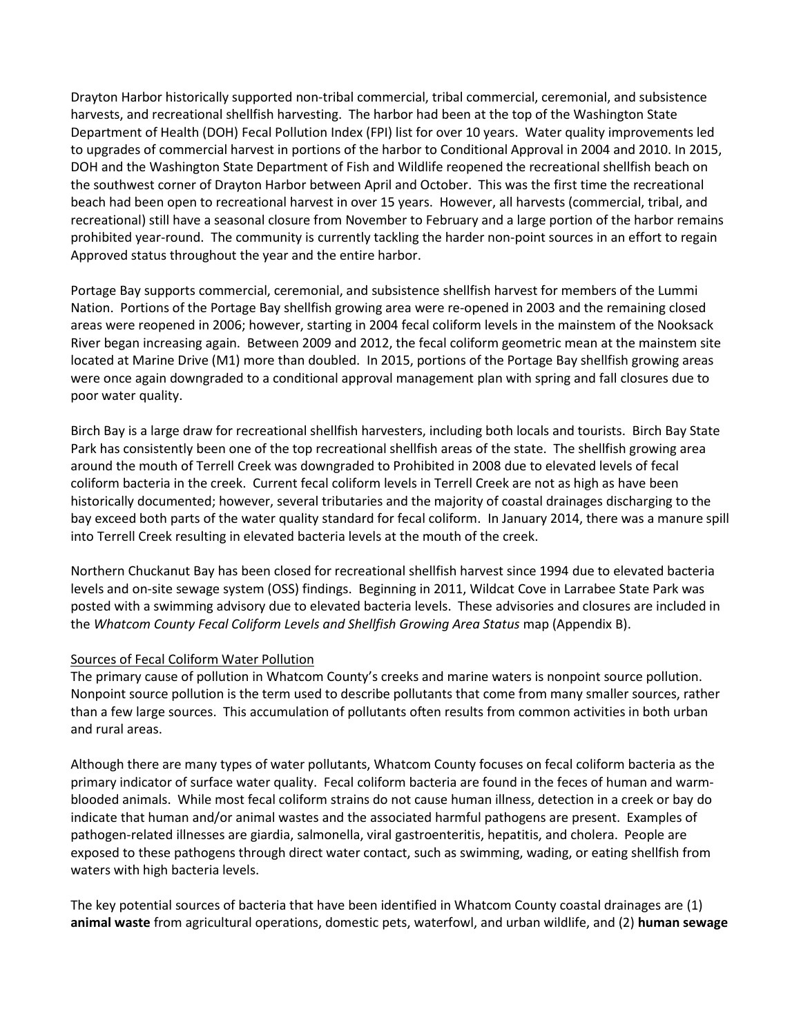Drayton Harbor historically supported non-tribal commercial, tribal commercial, ceremonial, and subsistence harvests, and recreational shellfish harvesting. The harbor had been at the top of the Washington State Department of Health (DOH) Fecal Pollution Index (FPI) list for over 10 years. Water quality improvements led to upgrades of commercial harvest in portions of the harbor to Conditional Approval in 2004 and 2010. In 2015, DOH and the Washington State Department of Fish and Wildlife reopened the recreational shellfish beach on the southwest corner of Drayton Harbor between April and October. This was the first time the recreational beach had been open to recreational harvest in over 15 years. However, all harvests (commercial, tribal, and recreational) still have a seasonal closure from November to February and a large portion of the harbor remains prohibited year-round. The community is currently tackling the harder non-point sources in an effort to regain Approved status throughout the year and the entire harbor.

Portage Bay supports commercial, ceremonial, and subsistence shellfish harvest for members of the Lummi Nation. Portions of the Portage Bay shellfish growing area were re-opened in 2003 and the remaining closed areas were reopened in 2006; however, starting in 2004 fecal coliform levels in the mainstem of the Nooksack River began increasing again. Between 2009 and 2012, the fecal coliform geometric mean at the mainstem site located at Marine Drive (M1) more than doubled. In 2015, portions of the Portage Bay shellfish growing areas were once again downgraded to a conditional approval management plan with spring and fall closures due to poor water quality.

Birch Bay is a large draw for recreational shellfish harvesters, including both locals and tourists. Birch Bay State Park has consistently been one of the top recreational shellfish areas of the state. The shellfish growing area around the mouth of Terrell Creek was downgraded to Prohibited in 2008 due to elevated levels of fecal coliform bacteria in the creek. Current fecal coliform levels in Terrell Creek are not as high as have been historically documented; however, several tributaries and the majority of coastal drainages discharging to the bay exceed both parts of the water quality standard for fecal coliform. In January 2014, there was a manure spill into Terrell Creek resulting in elevated bacteria levels at the mouth of the creek.

Northern Chuckanut Bay has been closed for recreational shellfish harvest since 1994 due to elevated bacteria levels and on-site sewage system (OSS) findings. Beginning in 2011, Wildcat Cove in Larrabee State Park was posted with a swimming advisory due to elevated bacteria levels. These advisories and closures are included in the *Whatcom County Fecal Coliform Levels and Shellfish Growing Area Status* map (Appendix B).

## Sources of Fecal Coliform Water Pollution

The primary cause of pollution in Whatcom County's creeks and marine waters is nonpoint source pollution. Nonpoint source pollution is the term used to describe pollutants that come from many smaller sources, rather than a few large sources. This accumulation of pollutants often results from common activities in both urban and rural areas.

Although there are many types of water pollutants, Whatcom County focuses on fecal coliform bacteria as the primary indicator of surface water quality. Fecal coliform bacteria are found in the feces of human and warm-blooded animals. While most fecal coliform strains do not cause human illness, detection in a creek or bay do indicate that human and/or animal wastes and the associated harmful pathogens are present. Examples of pathogen-related illnesses are giardia, salmonella, viral gastroenteritis, hepatitis, and cholera. People are exposed to these pathogens through direct water contact, such as swimming, wading, or eating shellfish from waters with high bacteria levels.

The key potential sources of bacteria that have been identified in Whatcom County coastal drainages are (1) **animal waste** from agricultural operations, domestic pets, waterfowl, and urban wildlife, and (2) **human sewage**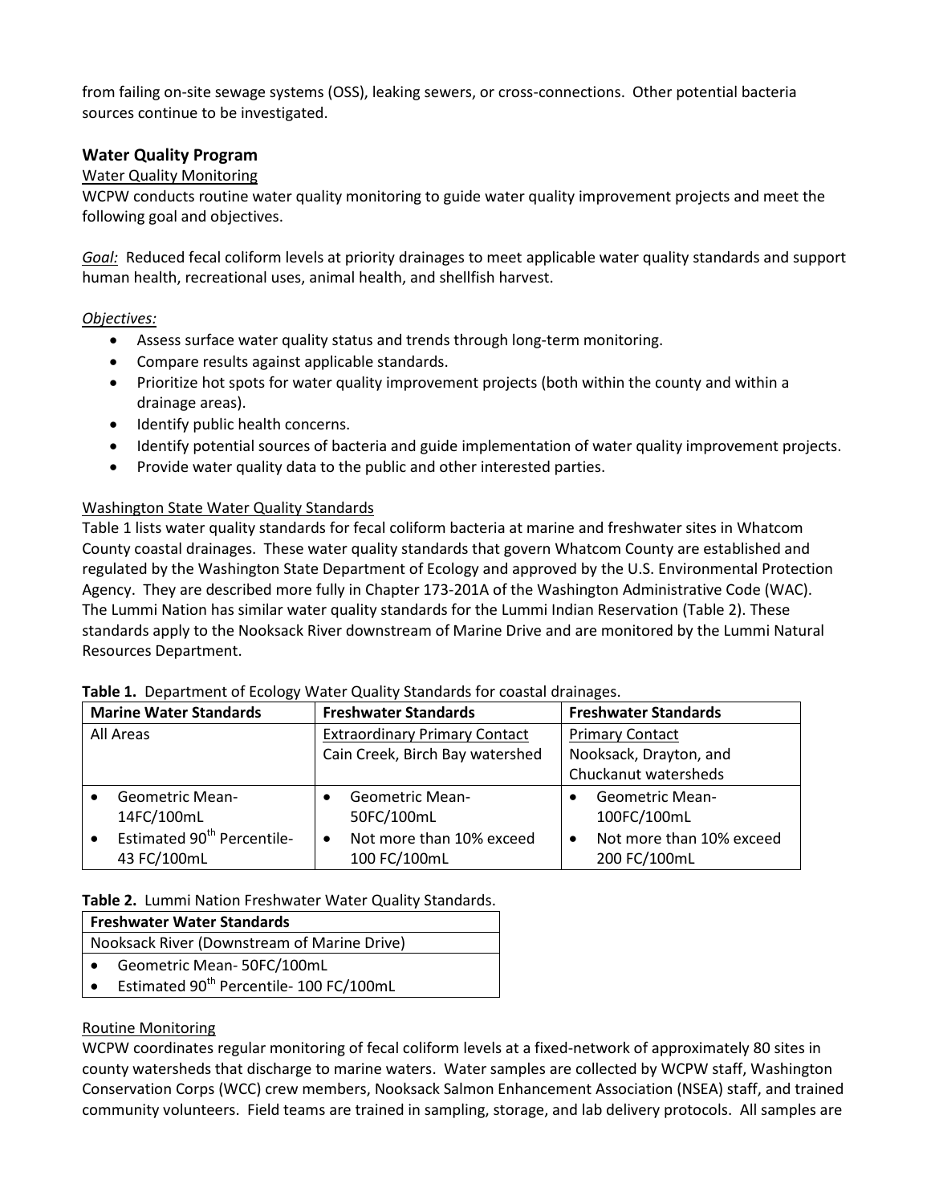from failing on-site sewage systems (OSS), leaking sewers, or cross-connections. Other potential bacteria sources continue to be investigated.

## Water Quality Program

Water Quality Monitoring

WCPW conducts routine water quality monitoring to guide water quality improvement projects and meet the following goal and objectives.

*Goal:* Reduced fecal coliform levels at priority drainages to meet applicable water quality standards and support human health, recreational uses, animal health, and shellfish harvest.

*Objectives:*

- Assess surface water quality status and trends through long-term monitoring.
- Compare results against applicable standards.
- Prioritize hot spots for water quality improvement projects (both within the county and within a drainage areas).
- Identify public health concerns.
- Identify potential sources of bacteria and guide implementation of water quality improvement projects.
- Provide water quality data to the public and other interested parties.

Washington State Water Quality Standards

Table 1 lists water quality standards for fecal coliform bacteria at marine and freshwater sites in Whatcom County coastal drainages. These water quality standards that govern Whatcom County are established and regulated by the Washington State Department of Ecology and approved by the U.S. Environmental Protection Agency. They are described more fully in Chapter 173-201A of the Washington Administrative Code (WAC). The Lummi Nation has similar water quality standards for the Lummi Indian Reservation (Table 2). These standards apply to the Nooksack River downstream of Marine Drive and are monitored by the Lummi Natural Resources Department.

**Table 1.** Department of Ecology Water Quality Standards for coastal drainages.

| Marine Water Standards | Freshwater Standards | Freshwater Standards |
|---|---|---|
| All Areas | Extraordinary Primary Contact<br>Cain Creek, Birch Bay watershed | Primary Contact<br>Nooksack, Drayton, and Chuckanut watersheds |
| • Geometric Mean- 14FC/100mL<br>• Estimated 90$^{th}$ Percentile- 43 FC/100mL | • Geometric Mean- 50FC/100mL<br>• Not more than 10% exceed 100 FC/100mL | • Geometric Mean- 100FC/100mL<br>• Not more than 10% exceed 200 FC/100mL |

**Table 2.** Lummi Nation Freshwater Water Quality Standards.

| Freshwater Water Standards |
|---|
| Nooksack River (Downstream of Marine Drive) |
| • Geometric Mean- 50FC/100mL<br>• Estimated 90$^{th}$ Percentile- 100 FC/100mL |

Routine Monitoring

WCPW coordinates regular monitoring of fecal coliform levels at a fixed-network of approximately 80 sites in county watersheds that discharge to marine waters. Water samples are collected by WCPW staff, Washington Conservation Corps (WCC) crew members, Nooksack Salmon Enhancement Association (NSEA) staff, and trained community volunteers. Field teams are trained in sampling, storage, and lab delivery protocols. All samples are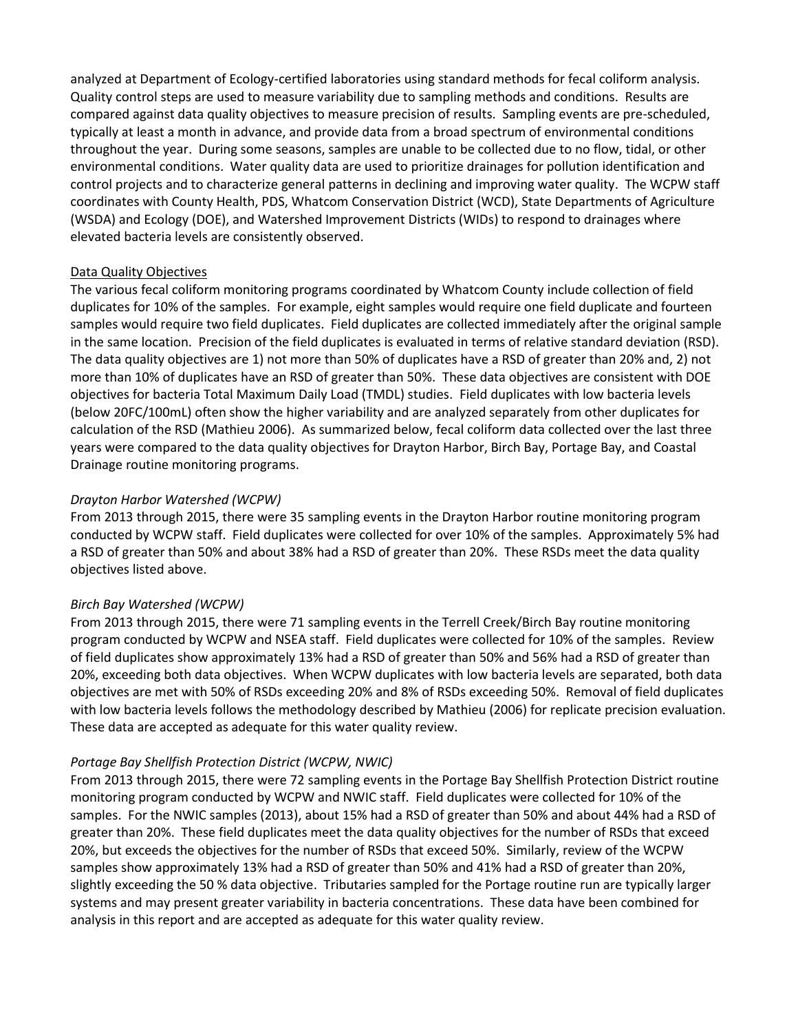analyzed at Department of Ecology-certified laboratories using standard methods for fecal coliform analysis. Quality control steps are used to measure variability due to sampling methods and conditions. Results are compared against data quality objectives to measure precision of results. Sampling events are pre-scheduled, typically at least a month in advance, and provide data from a broad spectrum of environmental conditions throughout the year. During some seasons, samples are unable to be collected due to no flow, tidal, or other environmental conditions. Water quality data are used to prioritize drainages for pollution identification and control projects and to characterize general patterns in declining and improving water quality. The WCPW staff coordinates with County Health, PDS, Whatcom Conservation District (WCD), State Departments of Agriculture (WSDA) and Ecology (DOE), and Watershed Improvement Districts (WIDs) to respond to drainages where elevated bacteria levels are consistently observed.

<u>Data Quality Objectives</u>

The various fecal coliform monitoring programs coordinated by Whatcom County include collection of field duplicates for 10% of the samples. For example, eight samples would require one field duplicate and fourteen samples would require two field duplicates. Field duplicates are collected immediately after the original sample in the same location. Precision of the field duplicates is evaluated in terms of relative standard deviation (RSD). The data quality objectives are 1) not more than 50% of duplicates have a RSD of greater than 20% and, 2) not more than 10% of duplicates have an RSD of greater than 50%. These data objectives are consistent with DOE objectives for bacteria Total Maximum Daily Load (TMDL) studies. Field duplicates with low bacteria levels (below 20FC/100mL) often show the higher variability and are analyzed separately from other duplicates for calculation of the RSD (Mathieu 2006). As summarized below, fecal coliform data collected over the last three years were compared to the data quality objectives for Drayton Harbor, Birch Bay, Portage Bay, and Coastal Drainage routine monitoring programs.

*Drayton Harbor Watershed (WCPW)*

From 2013 through 2015, there were 35 sampling events in the Drayton Harbor routine monitoring program conducted by WCPW staff. Field duplicates were collected for over 10% of the samples. Approximately 5% had a RSD of greater than 50% and about 38% had a RSD of greater than 20%. These RSDs meet the data quality objectives listed above.

*Birch Bay Watershed (WCPW)*

From 2013 through 2015, there were 71 sampling events in the Terrell Creek/Birch Bay routine monitoring program conducted by WCPW and NSEA staff. Field duplicates were collected for 10% of the samples. Review of field duplicates show approximately 13% had a RSD of greater than 50% and 56% had a RSD of greater than 20%, exceeding both data objectives. When WCPW duplicates with low bacteria levels are separated, both data objectives are met with 50% of RSDs exceeding 20% and 8% of RSDs exceeding 50%. Removal of field duplicates with low bacteria levels follows the methodology described by Mathieu (2006) for replicate precision evaluation. These data are accepted as adequate for this water quality review.

*Portage Bay Shellfish Protection District (WCPW, NWIC)*

From 2013 through 2015, there were 72 sampling events in the Portage Bay Shellfish Protection District routine monitoring program conducted by WCPW and NWIC staff. Field duplicates were collected for 10% of the samples. For the NWIC samples (2013), about 15% had a RSD of greater than 50% and about 44% had a RSD of greater than 20%. These field duplicates meet the data quality objectives for the number of RSDs that exceed 20%, but exceeds the objectives for the number of RSDs that exceed 50%. Similarly, review of the WCPW samples show approximately 13% had a RSD of greater than 50% and 41% had a RSD of greater than 20%, slightly exceeding the 50 % data objective. Tributaries sampled for the Portage routine run are typically larger systems and may present greater variability in bacteria concentrations. These data have been combined for analysis in this report and are accepted as adequate for this water quality review.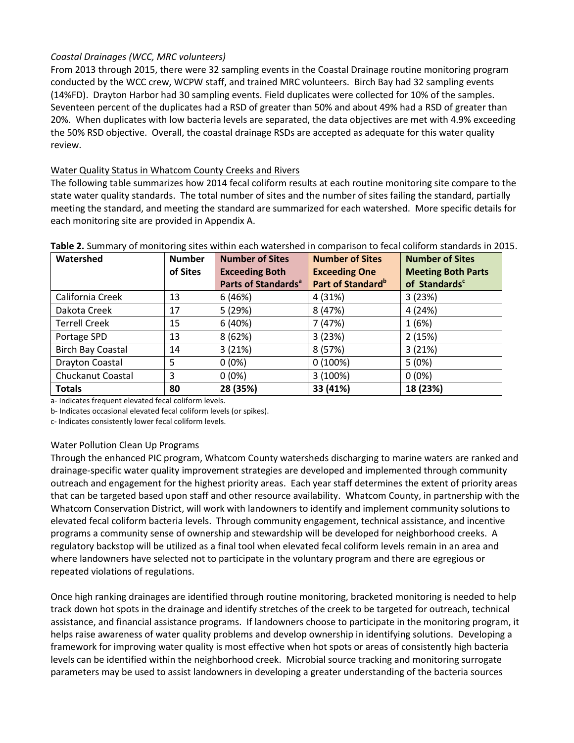*Coastal Drainages (WCC, MRC volunteers)*
From 2013 through 2015, there were 32 sampling events in the Coastal Drainage routine monitoring program conducted by the WCC crew, WCPW staff, and trained MRC volunteers. Birch Bay had 32 sampling events (14%FD). Drayton Harbor had 30 sampling events. Field duplicates were collected for 10% of the samples. Seventeen percent of the duplicates had a RSD of greater than 50% and about 49% had a RSD of greater than 20%. When duplicates with low bacteria levels are separated, the data objectives are met with 4.9% exceeding the 50% RSD objective. Overall, the coastal drainage RSDs are accepted as adequate for this water quality review.

## Water Quality Status in Whatcom County Creeks and Rivers

The following table summarizes how 2014 fecal coliform results at each routine monitoring site compare to the state water quality standards. The total number of sites and the number of sites failing the standard, partially meeting the standard, and meeting the standard are summarized for each watershed. More specific details for each monitoring site are provided in Appendix A.

**Table 2.** Summary of monitoring sites within each watershed in comparison to fecal coliform standards in 2015.

| Watershed | Number of Sites | Number of Sites Exceeding Both Parts of Standards[a] | Number of Sites Exceeding One Part of Standard[b] | Number of Sites Meeting Both Parts of Standards[c] |
|---|---|---|---|---|
| California Creek | 13 | 6 (46%) | 4 (31%) | 3 (23%) |
| Dakota Creek | 17 | 5 (29%) | 8 (47%) | 4 (24%) |
| Terrell Creek | 15 | 6 (40%) | 7 (47%) | 1 (6%) |
| Portage SPD | 13 | 8 (62%) | 3 (23%) | 2 (15%) |
| Birch Bay Coastal | 14 | 3 (21%) | 8 (57%) | 3 (21%) |
| Drayton Coastal | 5 | 0 (0%) | 0 (100%) | 5 (0%) |
| Chuckanut Coastal | 3 | 0 (0%) | 3 (100%) | 0 (0%) |
| **Totals** | **80** | **28 (35%)** | **33 (41%)** | **18 (23%)** |

a- Indicates frequent elevated fecal coliform levels.
b- Indicates occasional elevated fecal coliform levels (or spikes).
c- Indicates consistently lower fecal coliform levels.

## Water Pollution Clean Up Programs

Through the enhanced PIC program, Whatcom County watersheds discharging to marine waters are ranked and drainage-specific water quality improvement strategies are developed and implemented through community outreach and engagement for the highest priority areas. Each year staff determines the extent of priority areas that can be targeted based upon staff and other resource availability. Whatcom County, in partnership with the Whatcom Conservation District, will work with landowners to identify and implement community solutions to elevated fecal coliform bacteria levels. Through community engagement, technical assistance, and incentive programs a community sense of ownership and stewardship will be developed for neighborhood creeks. A regulatory backstop will be utilized as a final tool when elevated fecal coliform levels remain in an area and where landowners have selected not to participate in the voluntary program and there are egregious or repeated violations of regulations.

Once high ranking drainages are identified through routine monitoring, bracketed monitoring is needed to help track down hot spots in the drainage and identify stretches of the creek to be targeted for outreach, technical assistance, and financial assistance programs. If landowners choose to participate in the monitoring program, it helps raise awareness of water quality problems and develop ownership in identifying solutions. Developing a framework for improving water quality is most effective when hot spots or areas of consistently high bacteria levels can be identified within the neighborhood creek. Microbial source tracking and monitoring surrogate parameters may be used to assist landowners in developing a greater understanding of the bacteria sources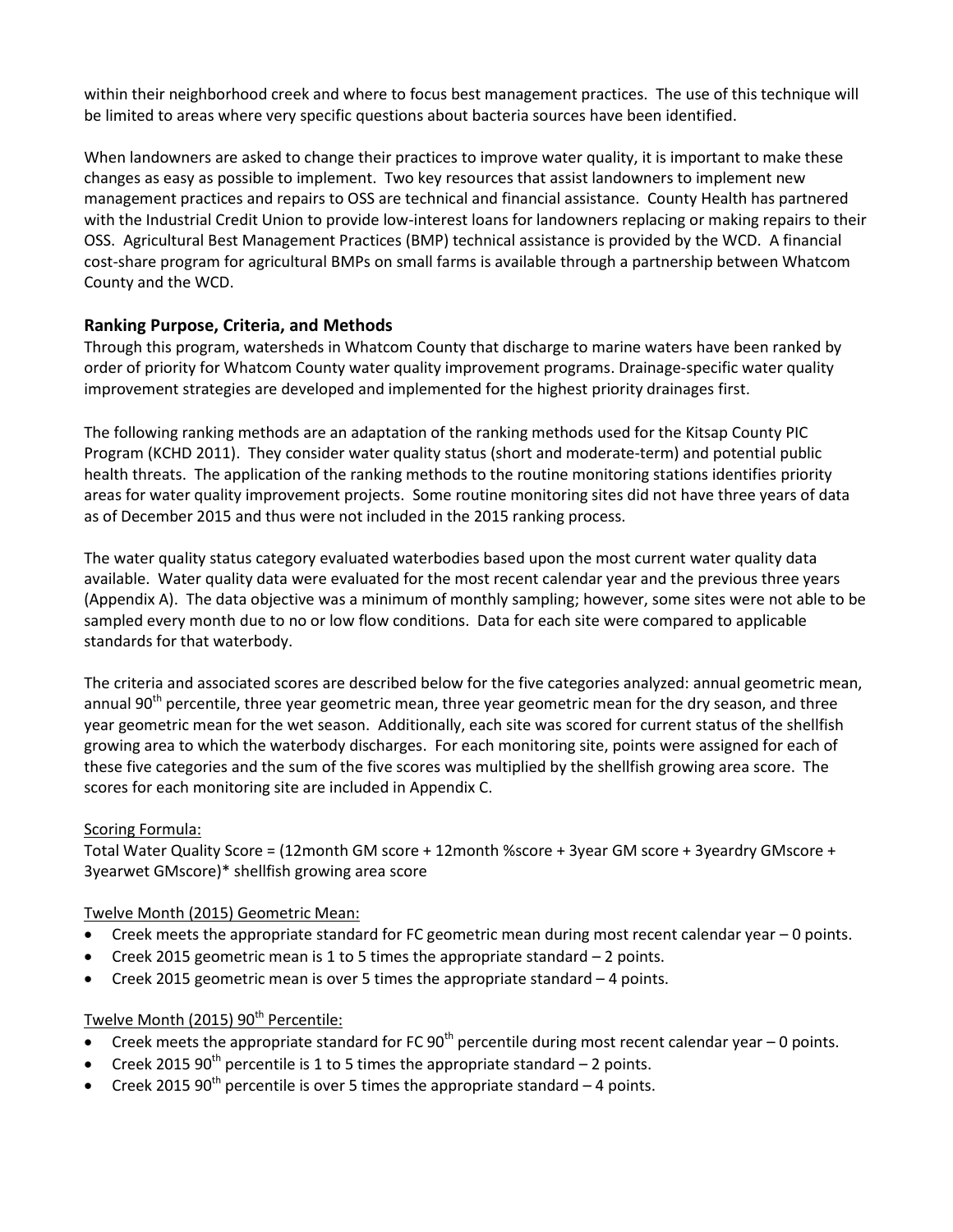within their neighborhood creek and where to focus best management practices. The use of this technique will be limited to areas where very specific questions about bacteria sources have been identified.

When landowners are asked to change their practices to improve water quality, it is important to make these changes as easy as possible to implement. Two key resources that assist landowners to implement new management practices and repairs to OSS are technical and financial assistance. County Health has partnered with the Industrial Credit Union to provide low-interest loans for landowners replacing or making repairs to their OSS. Agricultural Best Management Practices (BMP) technical assistance is provided by the WCD. A financial cost-share program for agricultural BMPs on small farms is available through a partnership between Whatcom County and the WCD.

## Ranking Purpose, Criteria, and Methods

Through this program, watersheds in Whatcom County that discharge to marine waters have been ranked by order of priority for Whatcom County water quality improvement programs. Drainage-specific water quality improvement strategies are developed and implemented for the highest priority drainages first.

The following ranking methods are an adaptation of the ranking methods used for the Kitsap County PIC Program (KCHD 2011). They consider water quality status (short and moderate-term) and potential public health threats. The application of the ranking methods to the routine monitoring stations identifies priority areas for water quality improvement projects. Some routine monitoring sites did not have three years of data as of December 2015 and thus were not included in the 2015 ranking process.

The water quality status category evaluated waterbodies based upon the most current water quality data available. Water quality data were evaluated for the most recent calendar year and the previous three years (Appendix A). The data objective was a minimum of monthly sampling; however, some sites were not able to be sampled every month due to no or low flow conditions. Data for each site were compared to applicable standards for that waterbody.

The criteria and associated scores are described below for the five categories analyzed: annual geometric mean, annual 90$^{th}$ percentile, three year geometric mean, three year geometric mean for the dry season, and three year geometric mean for the wet season. Additionally, each site was scored for current status of the shellfish growing area to which the waterbody discharges. For each monitoring site, points were assigned for each of these five categories and the sum of the five scores was multiplied by the shellfish growing area score. The scores for each monitoring site are included in Appendix C.

Scoring Formula:

Total Water Quality Score = (12month GM score + 12month %score + 3year GM score + 3yeardry GMscore + 3yearwet GMscore)* shellfish growing area score

Twelve Month (2015) Geometric Mean:

- Creek meets the appropriate standard for FC geometric mean during most recent calendar year – 0 points.
- Creek 2015 geometric mean is 1 to 5 times the appropriate standard – 2 points.
- Creek 2015 geometric mean is over 5 times the appropriate standard – 4 points.

Twelve Month (2015) 90$^{th}$ Percentile:

- Creek meets the appropriate standard for FC 90$^{th}$ percentile during most recent calendar year – 0 points.
- Creek 2015 90$^{th}$ percentile is 1 to 5 times the appropriate standard – 2 points.
- Creek 2015 90$^{th}$ percentile is over 5 times the appropriate standard – 4 points.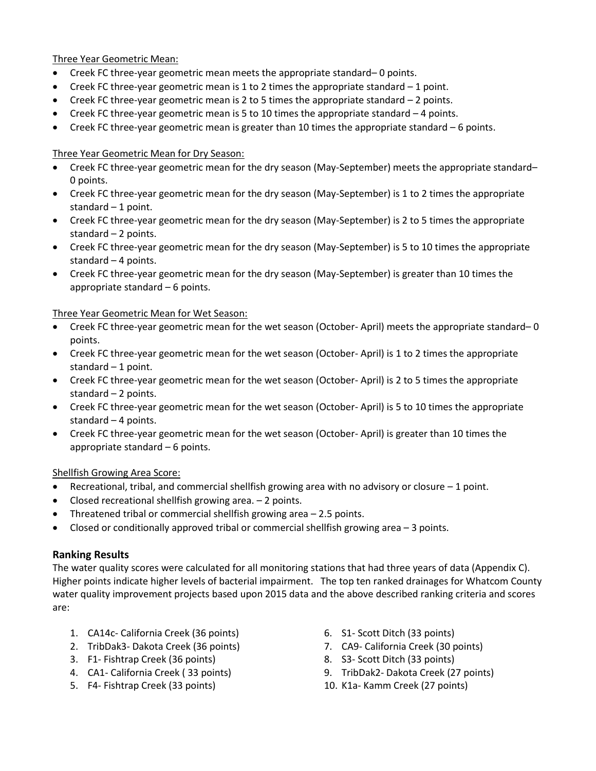Three Year Geometric Mean:

- Creek FC three-year geometric mean meets the appropriate standard– 0 points.
- Creek FC three-year geometric mean is 1 to 2 times the appropriate standard – 1 point.
- Creek FC three-year geometric mean is 2 to 5 times the appropriate standard – 2 points.
- Creek FC three-year geometric mean is 5 to 10 times the appropriate standard – 4 points.
- Creek FC three-year geometric mean is greater than 10 times the appropriate standard – 6 points.

Three Year Geometric Mean for Dry Season:

- Creek FC three-year geometric mean for the dry season (May-September) meets the appropriate standard– 0 points.
- Creek FC three-year geometric mean for the dry season (May-September) is 1 to 2 times the appropriate standard – 1 point.
- Creek FC three-year geometric mean for the dry season (May-September) is 2 to 5 times the appropriate standard – 2 points.
- Creek FC three-year geometric mean for the dry season (May-September) is 5 to 10 times the appropriate standard – 4 points.
- Creek FC three-year geometric mean for the dry season (May-September) is greater than 10 times the appropriate standard – 6 points.

Three Year Geometric Mean for Wet Season:

- Creek FC three-year geometric mean for the wet season (October- April) meets the appropriate standard– 0 points.
- Creek FC three-year geometric mean for the wet season (October- April) is 1 to 2 times the appropriate standard – 1 point.
- Creek FC three-year geometric mean for the wet season (October- April) is 2 to 5 times the appropriate standard – 2 points.
- Creek FC three-year geometric mean for the wet season (October- April) is 5 to 10 times the appropriate standard – 4 points.
- Creek FC three-year geometric mean for the wet season (October- April) is greater than 10 times the appropriate standard – 6 points.

Shellfish Growing Area Score:

- Recreational, tribal, and commercial shellfish growing area with no advisory or closure – 1 point.
- Closed recreational shellfish growing area. – 2 points.
- Threatened tribal or commercial shellfish growing area – 2.5 points.
- Closed or conditionally approved tribal or commercial shellfish growing area – 3 points.

### Ranking Results

The water quality scores were calculated for all monitoring stations that had three years of data (Appendix C). Higher points indicate higher levels of bacterial impairment. The top ten ranked drainages for Whatcom County water quality improvement projects based upon 2015 data and the above described ranking criteria and scores are:

1. CA14c- California Creek (36 points)
2. TribDak3- Dakota Creek (36 points)
3. F1- Fishtrap Creek (36 points)
4. CA1- California Creek ( 33 points)
5. F4- Fishtrap Creek (33 points)
6. S1- Scott Ditch (33 points)
7. CA9- California Creek (30 points)
8. S3- Scott Ditch (33 points)
9. TribDak2- Dakota Creek (27 points)
10. K1a- Kamm Creek (27 points)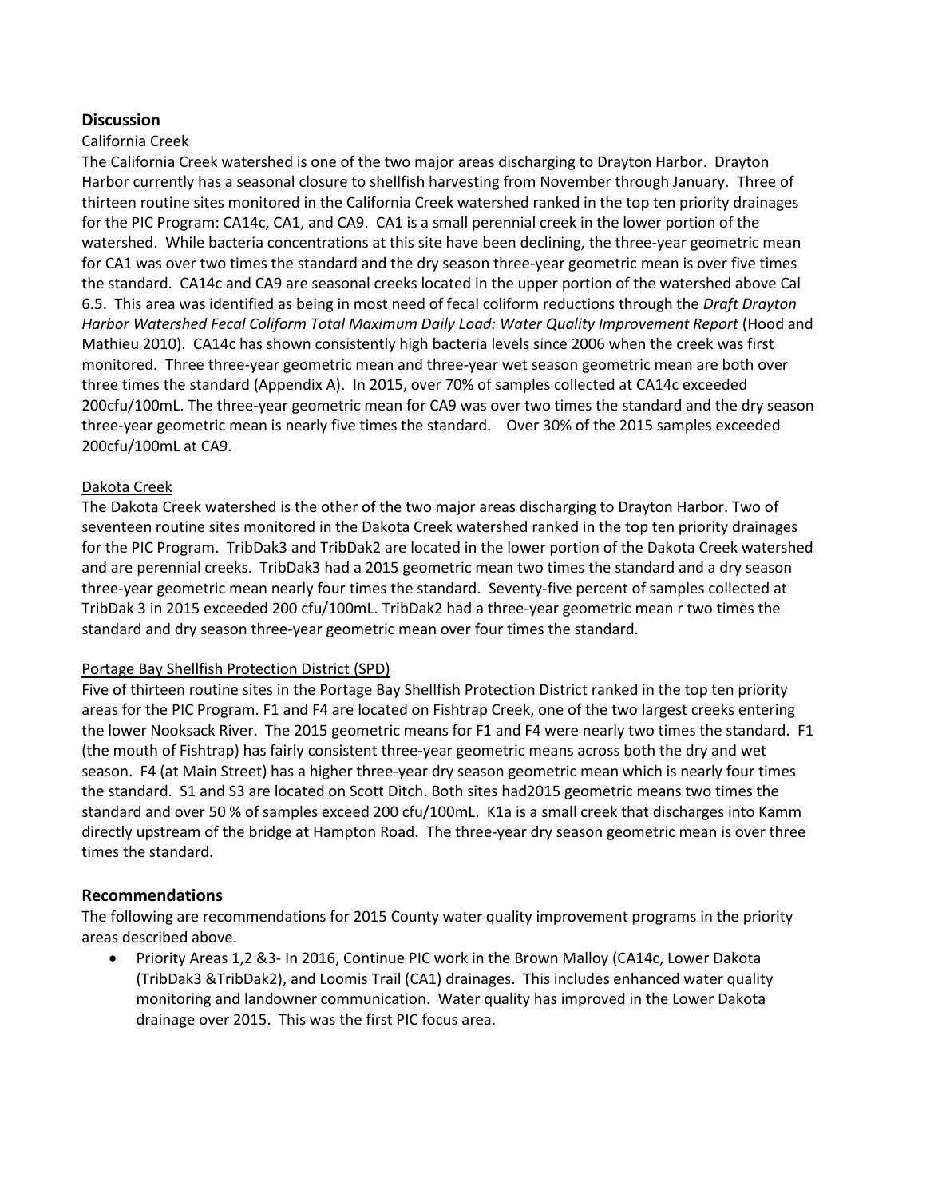## Discussion

California Creek

The California Creek watershed is one of the two major areas discharging to Drayton Harbor. Drayton Harbor currently has a seasonal closure to shellfish harvesting from November through January. Three of thirteen routine sites monitored in the California Creek watershed ranked in the top ten priority drainages for the PIC Program: CA14c, CA1, and CA9. CA1 is a small perennial creek in the lower portion of the watershed. While bacteria concentrations at this site have been declining, the three-year geometric mean for CA1 was over two times the standard and the dry season three-year geometric mean is over five times the standard. CA14c and CA9 are seasonal creeks located in the upper portion of the watershed above Cal 6.5. This area was identified as being in most need of fecal coliform reductions through the *Draft Drayton Harbor Watershed Fecal Coliform Total Maximum Daily Load: Water Quality Improvement Report* (Hood and Mathieu 2010). CA14c has shown consistently high bacteria levels since 2006 when the creek was first monitored. Three three-year geometric mean and three-year wet season geometric mean are both over three times the standard (Appendix A). In 2015, over 70% of samples collected at CA14c exceeded 200cfu/100mL. The three-year geometric mean for CA9 was over two times the standard and the dry season three-year geometric mean is nearly five times the standard. Over 30% of the 2015 samples exceeded 200cfu/100mL at CA9.

Dakota Creek

The Dakota Creek watershed is the other of the two major areas discharging to Drayton Harbor. Two of seventeen routine sites monitored in the Dakota Creek watershed ranked in the top ten priority drainages for the PIC Program. TribDak3 and TribDak2 are located in the lower portion of the Dakota Creek watershed and are perennial creeks. TribDak3 had a 2015 geometric mean two times the standard and a dry season three-year geometric mean nearly four times the standard. Seventy-five percent of samples collected at TribDak 3 in 2015 exceeded 200 cfu/100mL. TribDak2 had a three-year geometric mean r two times the standard and dry season three-year geometric mean over four times the standard.

Portage Bay Shellfish Protection District (SPD)

Five of thirteen routine sites in the Portage Bay Shellfish Protection District ranked in the top ten priority areas for the PIC Program. F1 and F4 are located on Fishtrap Creek, one of the two largest creeks entering the lower Nooksack River. The 2015 geometric means for F1 and F4 were nearly two times the standard. F1 (the mouth of Fishtrap) has fairly consistent three-year geometric means across both the dry and wet season. F4 (at Main Street) has a higher three-year dry season geometric mean which is nearly four times the standard. S1 and S3 are located on Scott Ditch. Both sites had2015 geometric means two times the standard and over 50 % of samples exceed 200 cfu/100mL. K1a is a small creek that discharges into Kamm directly upstream of the bridge at Hampton Road. The three-year dry season geometric mean is over three times the standard.

## Recommendations

The following are recommendations for 2015 County water quality improvement programs in the priority areas described above.

- Priority Areas 1,2 &3- In 2016, Continue PIC work in the Brown Malloy (CA14c, Lower Dakota (TribDak3 &TribDak2), and Loomis Trail (CA1) drainages. This includes enhanced water quality monitoring and landowner communication. Water quality has improved in the Lower Dakota drainage over 2015. This was the first PIC focus area.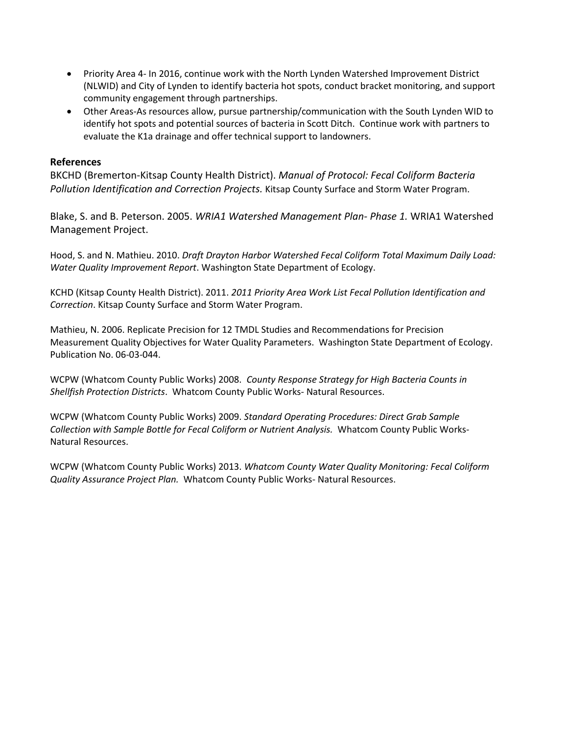- Priority Area 4- In 2016, continue work with the North Lynden Watershed Improvement District (NLWID) and City of Lynden to identify bacteria hot spots, conduct bracket monitoring, and support community engagement through partnerships.
- Other Areas-As resources allow, pursue partnership/communication with the South Lynden WID to identify hot spots and potential sources of bacteria in Scott Ditch. Continue work with partners to evaluate the K1a drainage and offer technical support to landowners.

## References

BKCHD (Bremerton-Kitsap County Health District). *Manual of Protocol: Fecal Coliform Bacteria Pollution Identification and Correction Projects.* Kitsap County Surface and Storm Water Program.

Blake, S. and B. Peterson. 2005. *WRIA1 Watershed Management Plan- Phase 1.* WRIA1 Watershed Management Project.

Hood, S. and N. Mathieu. 2010. *Draft Drayton Harbor Watershed Fecal Coliform Total Maximum Daily Load: Water Quality Improvement Report*. Washington State Department of Ecology.

KCHD (Kitsap County Health District). 2011. *2011 Priority Area Work List Fecal Pollution Identification and Correction*. Kitsap County Surface and Storm Water Program.

Mathieu, N. 2006. Replicate Precision for 12 TMDL Studies and Recommendations for Precision Measurement Quality Objectives for Water Quality Parameters. Washington State Department of Ecology. Publication No. 06-03-044.

WCPW (Whatcom County Public Works) 2008. *County Response Strategy for High Bacteria Counts in Shellfish Protection Districts*. Whatcom County Public Works- Natural Resources.

WCPW (Whatcom County Public Works) 2009. *Standard Operating Procedures: Direct Grab Sample Collection with Sample Bottle for Fecal Coliform or Nutrient Analysis.* Whatcom County Public Works- Natural Resources.

WCPW (Whatcom County Public Works) 2013. *Whatcom County Water Quality Monitoring: Fecal Coliform Quality Assurance Project Plan.* Whatcom County Public Works- Natural Resources.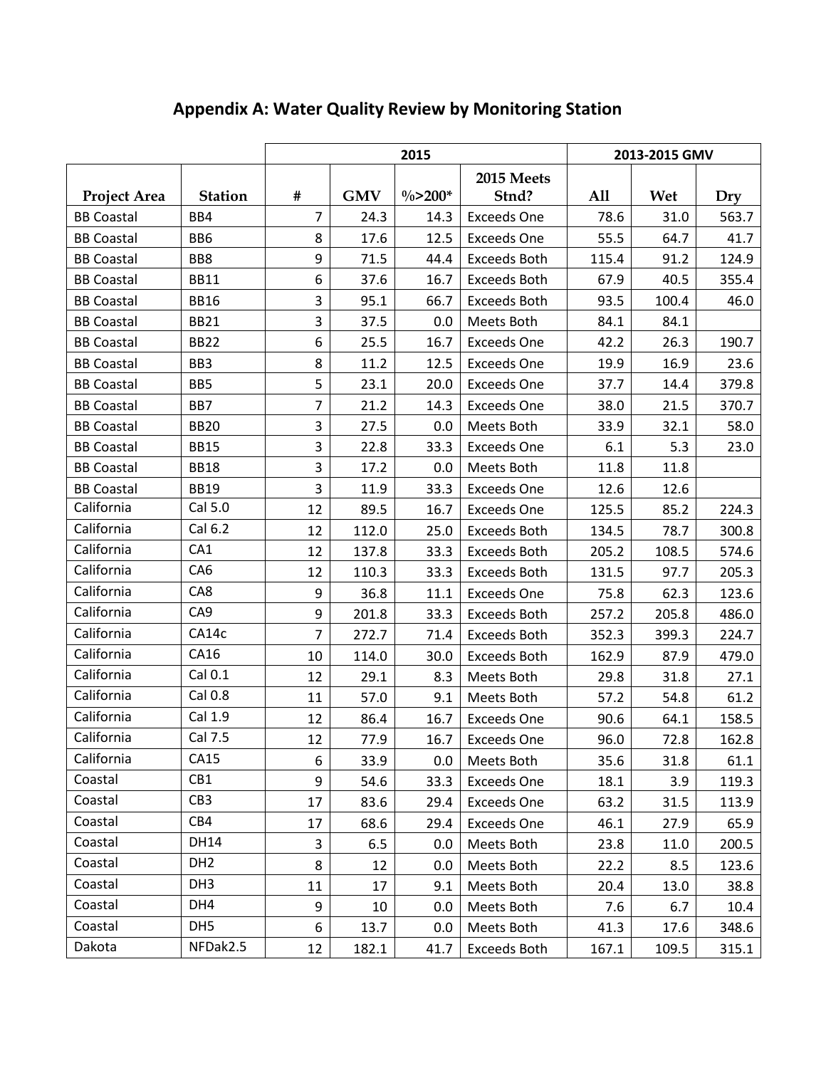## Appendix A: Water Quality Review by Monitoring Station

| | | 2015 | | | | 2013-2015 GMV | | |
|---|---|---|---|---|---|---|---|---|
| **Project Area** | **Station** | **#** | **GMV** | **%>200*** | **2015 Meets Stnd?** | **All** | **Wet** | **Dry** |
| BB Coastal | BB4 | 7 | 24.3 | 14.3 | Exceeds One | 78.6 | 31.0 | 563.7 |
| BB Coastal | BB6 | 8 | 17.6 | 12.5 | Exceeds One | 55.5 | 64.7 | 41.7 |
| BB Coastal | BB8 | 9 | 71.5 | 44.4 | Exceeds Both | 115.4 | 91.2 | 124.9 |
| BB Coastal | BB11 | 6 | 37.6 | 16.7 | Exceeds Both | 67.9 | 40.5 | 355.4 |
| BB Coastal | BB16 | 3 | 95.1 | 66.7 | Exceeds Both | 93.5 | 100.4 | 46.0 |
| BB Coastal | BB21 | 3 | 37.5 | 0.0 | Meets Both | 84.1 | 84.1 | |
| BB Coastal | BB22 | 6 | 25.5 | 16.7 | Exceeds One | 42.2 | 26.3 | 190.7 |
| BB Coastal | BB3 | 8 | 11.2 | 12.5 | Exceeds One | 19.9 | 16.9 | 23.6 |
| BB Coastal | BB5 | 5 | 23.1 | 20.0 | Exceeds One | 37.7 | 14.4 | 379.8 |
| BB Coastal | BB7 | 7 | 21.2 | 14.3 | Exceeds One | 38.0 | 21.5 | 370.7 |
| BB Coastal | BB20 | 3 | 27.5 | 0.0 | Meets Both | 33.9 | 32.1 | 58.0 |
| BB Coastal | BB15 | 3 | 22.8 | 33.3 | Exceeds One | 6.1 | 5.3 | 23.0 |
| BB Coastal | BB18 | 3 | 17.2 | 0.0 | Meets Both | 11.8 | 11.8 | |
| BB Coastal | BB19 | 3 | 11.9 | 33.3 | Exceeds One | 12.6 | 12.6 | |
| California | Cal 5.0 | 12 | 89.5 | 16.7 | Exceeds One | 125.5 | 85.2 | 224.3 |
| California | Cal 6.2 | 12 | 112.0 | 25.0 | Exceeds Both | 134.5 | 78.7 | 300.8 |
| California | CA1 | 12 | 137.8 | 33.3 | Exceeds Both | 205.2 | 108.5 | 574.6 |
| California | CA6 | 12 | 110.3 | 33.3 | Exceeds Both | 131.5 | 97.7 | 205.3 |
| California | CA8 | 9 | 36.8 | 11.1 | Exceeds One | 75.8 | 62.3 | 123.6 |
| California | CA9 | 9 | 201.8 | 33.3 | Exceeds Both | 257.2 | 205.8 | 486.0 |
| California | CA14c | 7 | 272.7 | 71.4 | Exceeds Both | 352.3 | 399.3 | 224.7 |
| California | CA16 | 10 | 114.0 | 30.0 | Exceeds Both | 162.9 | 87.9 | 479.0 |
| California | Cal 0.1 | 12 | 29.1 | 8.3 | Meets Both | 29.8 | 31.8 | 27.1 |
| California | Cal 0.8 | 11 | 57.0 | 9.1 | Meets Both | 57.2 | 54.8 | 61.2 |
| California | Cal 1.9 | 12 | 86.4 | 16.7 | Exceeds One | 90.6 | 64.1 | 158.5 |
| California | Cal 7.5 | 12 | 77.9 | 16.7 | Exceeds One | 96.0 | 72.8 | 162.8 |
| California | CA15 | 6 | 33.9 | 0.0 | Meets Both | 35.6 | 31.8 | 61.1 |
| Coastal | CB1 | 9 | 54.6 | 33.3 | Exceeds One | 18.1 | 3.9 | 119.3 |
| Coastal | CB3 | 17 | 83.6 | 29.4 | Exceeds One | 63.2 | 31.5 | 113.9 |
| Coastal | CB4 | 17 | 68.6 | 29.4 | Exceeds One | 46.1 | 27.9 | 65.9 |
| Coastal | DH14 | 3 | 6.5 | 0.0 | Meets Both | 23.8 | 11.0 | 200.5 |
| Coastal | DH2 | 8 | 12 | 0.0 | Meets Both | 22.2 | 8.5 | 123.6 |
| Coastal | DH3 | 11 | 17 | 9.1 | Meets Both | 20.4 | 13.0 | 38.8 |
| Coastal | DH4 | 9 | 10 | 0.0 | Meets Both | 7.6 | 6.7 | 10.4 |
| Coastal | DH5 | 6 | 13.7 | 0.0 | Meets Both | 41.3 | 17.6 | 348.6 |
| Dakota | NFDak2.5 | 12 | 182.1 | 41.7 | Exceeds Both | 167.1 | 109.5 | 315.1 |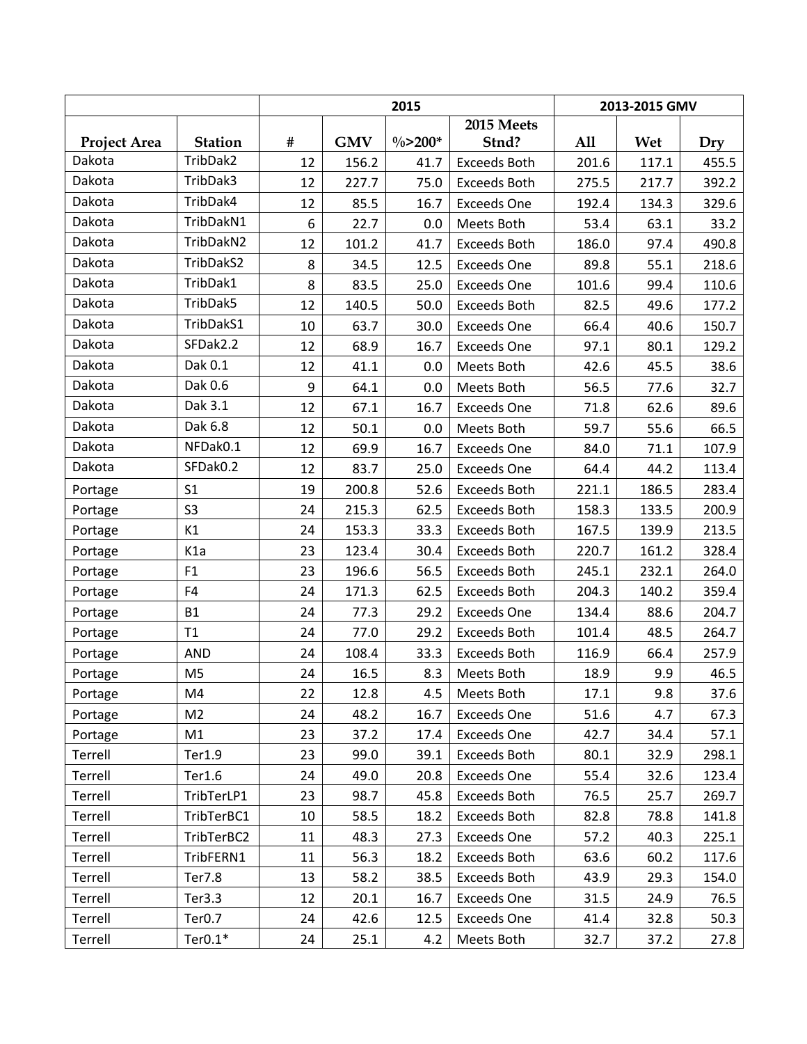| | | 2015 | | | | 2013-2015 GMV | | |
|---|---|---|---|---|---|---|---|---|
| Project Area | Station | # | GMV | %>200* | 2015 Meets Stnd? | All | Wet | Dry |
| Dakota | TribDak2 | 12 | 156.2 | 41.7 | Exceeds Both | 201.6 | 117.1 | 455.5 |
| Dakota | TribDak3 | 12 | 227.7 | 75.0 | Exceeds Both | 275.5 | 217.7 | 392.2 |
| Dakota | TribDak4 | 12 | 85.5 | 16.7 | Exceeds One | 192.4 | 134.3 | 329.6 |
| Dakota | TribDakN1 | 6 | 22.7 | 0.0 | Meets Both | 53.4 | 63.1 | 33.2 |
| Dakota | TribDakN2 | 12 | 101.2 | 41.7 | Exceeds Both | 186.0 | 97.4 | 490.8 |
| Dakota | TribDakS2 | 8 | 34.5 | 12.5 | Exceeds One | 89.8 | 55.1 | 218.6 |
| Dakota | TribDak1 | 8 | 83.5 | 25.0 | Exceeds One | 101.6 | 99.4 | 110.6 |
| Dakota | TribDak5 | 12 | 140.5 | 50.0 | Exceeds Both | 82.5 | 49.6 | 177.2 |
| Dakota | TribDakS1 | 10 | 63.7 | 30.0 | Exceeds One | 66.4 | 40.6 | 150.7 |
| Dakota | SFDak2.2 | 12 | 68.9 | 16.7 | Exceeds One | 97.1 | 80.1 | 129.2 |
| Dakota | Dak 0.1 | 12 | 41.1 | 0.0 | Meets Both | 42.6 | 45.5 | 38.6 |
| Dakota | Dak 0.6 | 9 | 64.1 | 0.0 | Meets Both | 56.5 | 77.6 | 32.7 |
| Dakota | Dak 3.1 | 12 | 67.1 | 16.7 | Exceeds One | 71.8 | 62.6 | 89.6 |
| Dakota | Dak 6.8 | 12 | 50.1 | 0.0 | Meets Both | 59.7 | 55.6 | 66.5 |
| Dakota | NFDak0.1 | 12 | 69.9 | 16.7 | Exceeds One | 84.0 | 71.1 | 107.9 |
| Dakota | SFDak0.2 | 12 | 83.7 | 25.0 | Exceeds One | 64.4 | 44.2 | 113.4 |
| Portage | S1 | 19 | 200.8 | 52.6 | Exceeds Both | 221.1 | 186.5 | 283.4 |
| Portage | S3 | 24 | 215.3 | 62.5 | Exceeds Both | 158.3 | 133.5 | 200.9 |
| Portage | K1 | 24 | 153.3 | 33.3 | Exceeds Both | 167.5 | 139.9 | 213.5 |
| Portage | K1a | 23 | 123.4 | 30.4 | Exceeds Both | 220.7 | 161.2 | 328.4 |
| Portage | F1 | 23 | 196.6 | 56.5 | Exceeds Both | 245.1 | 232.1 | 264.0 |
| Portage | F4 | 24 | 171.3 | 62.5 | Exceeds Both | 204.3 | 140.2 | 359.4 |
| Portage | B1 | 24 | 77.3 | 29.2 | Exceeds One | 134.4 | 88.6 | 204.7 |
| Portage | T1 | 24 | 77.0 | 29.2 | Exceeds Both | 101.4 | 48.5 | 264.7 |
| Portage | AND | 24 | 108.4 | 33.3 | Exceeds Both | 116.9 | 66.4 | 257.9 |
| Portage | M5 | 24 | 16.5 | 8.3 | Meets Both | 18.9 | 9.9 | 46.5 |
| Portage | M4 | 22 | 12.8 | 4.5 | Meets Both | 17.1 | 9.8 | 37.6 |
| Portage | M2 | 24 | 48.2 | 16.7 | Exceeds One | 51.6 | 4.7 | 67.3 |
| Portage | M1 | 23 | 37.2 | 17.4 | Exceeds One | 42.7 | 34.4 | 57.1 |
| Terrell | Ter1.9 | 23 | 99.0 | 39.1 | Exceeds Both | 80.1 | 32.9 | 298.1 |
| Terrell | Ter1.6 | 24 | 49.0 | 20.8 | Exceeds One | 55.4 | 32.6 | 123.4 |
| Terrell | TribTerLP1 | 23 | 98.7 | 45.8 | Exceeds Both | 76.5 | 25.7 | 269.7 |
| Terrell | TribTerBC1 | 10 | 58.5 | 18.2 | Exceeds Both | 82.8 | 78.8 | 141.8 |
| Terrell | TribTerBC2 | 11 | 48.3 | 27.3 | Exceeds One | 57.2 | 40.3 | 225.1 |
| Terrell | TribFERN1 | 11 | 56.3 | 18.2 | Exceeds Both | 63.6 | 60.2 | 117.6 |
| Terrell | Ter7.8 | 13 | 58.2 | 38.5 | Exceeds Both | 43.9 | 29.3 | 154.0 |
| Terrell | Ter3.3 | 12 | 20.1 | 16.7 | Exceeds One | 31.5 | 24.9 | 76.5 |
| Terrell | Ter0.7 | 24 | 42.6 | 12.5 | Exceeds One | 41.4 | 32.8 | 50.3 |
| Terrell | Ter0.1* | 24 | 25.1 | 4.2 | Meets Both | 32.7 | 37.2 | 27.8 |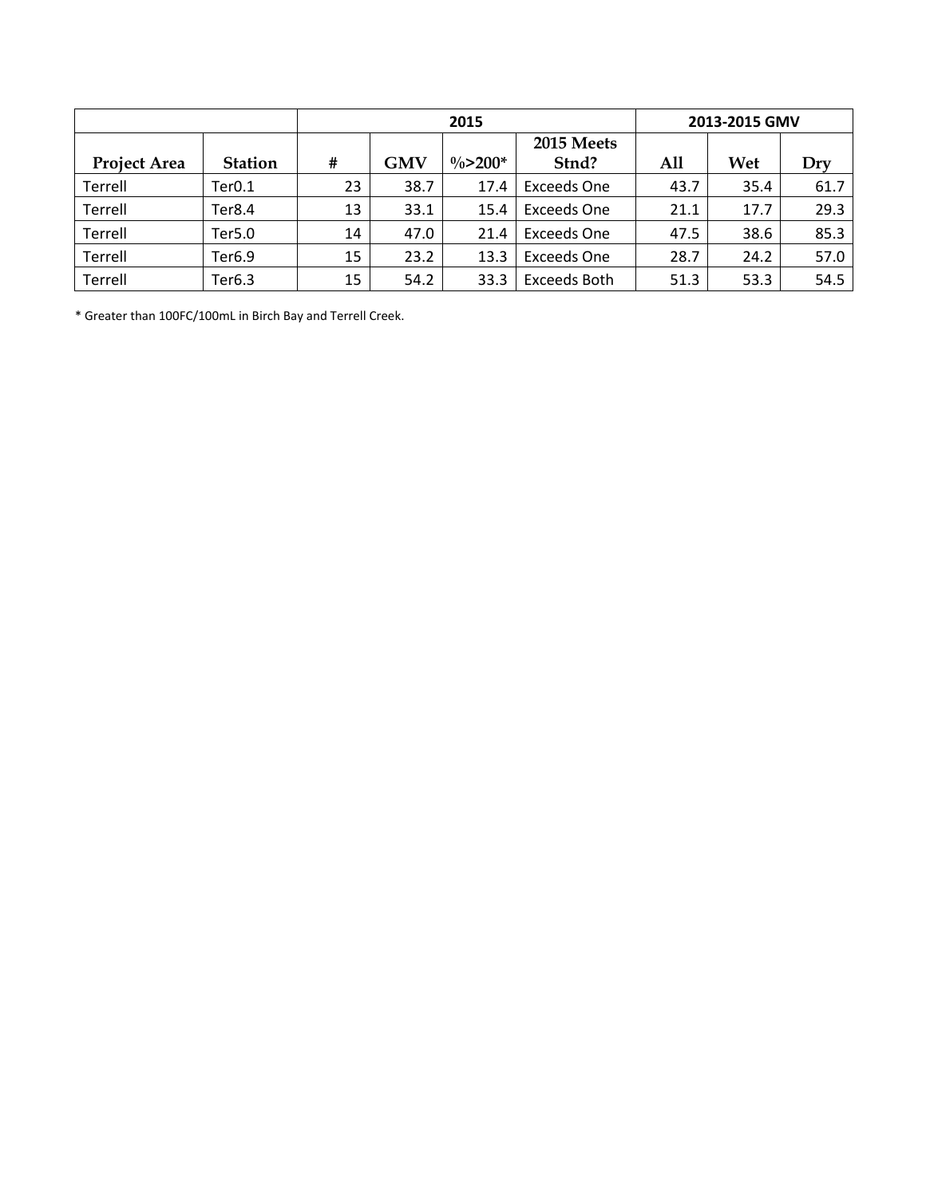| | | 2015 | | | | 2013-2015 GMV | | |
|---|---|---|---|---|---|---|---|---|
| **Project Area** | **Station** | **#** | **GMV** | **%>200*** | **2015 Meets Stnd?** | **All** | **Wet** | **Dry** |
| Terrell | Ter0.1 | 23 | 38.7 | 17.4 | Exceeds One | 43.7 | 35.4 | 61.7 |
| Terrell | Ter8.4 | 13 | 33.1 | 15.4 | Exceeds One | 21.1 | 17.7 | 29.3 |
| Terrell | Ter5.0 | 14 | 47.0 | 21.4 | Exceeds One | 47.5 | 38.6 | 85.3 |
| Terrell | Ter6.9 | 15 | 23.2 | 13.3 | Exceeds One | 28.7 | 24.2 | 57.0 |
| Terrell | Ter6.3 | 15 | 54.2 | 33.3 | Exceeds Both | 51.3 | 53.3 | 54.5 |

* Greater than 100FC/100mL in Birch Bay and Terrell Creek.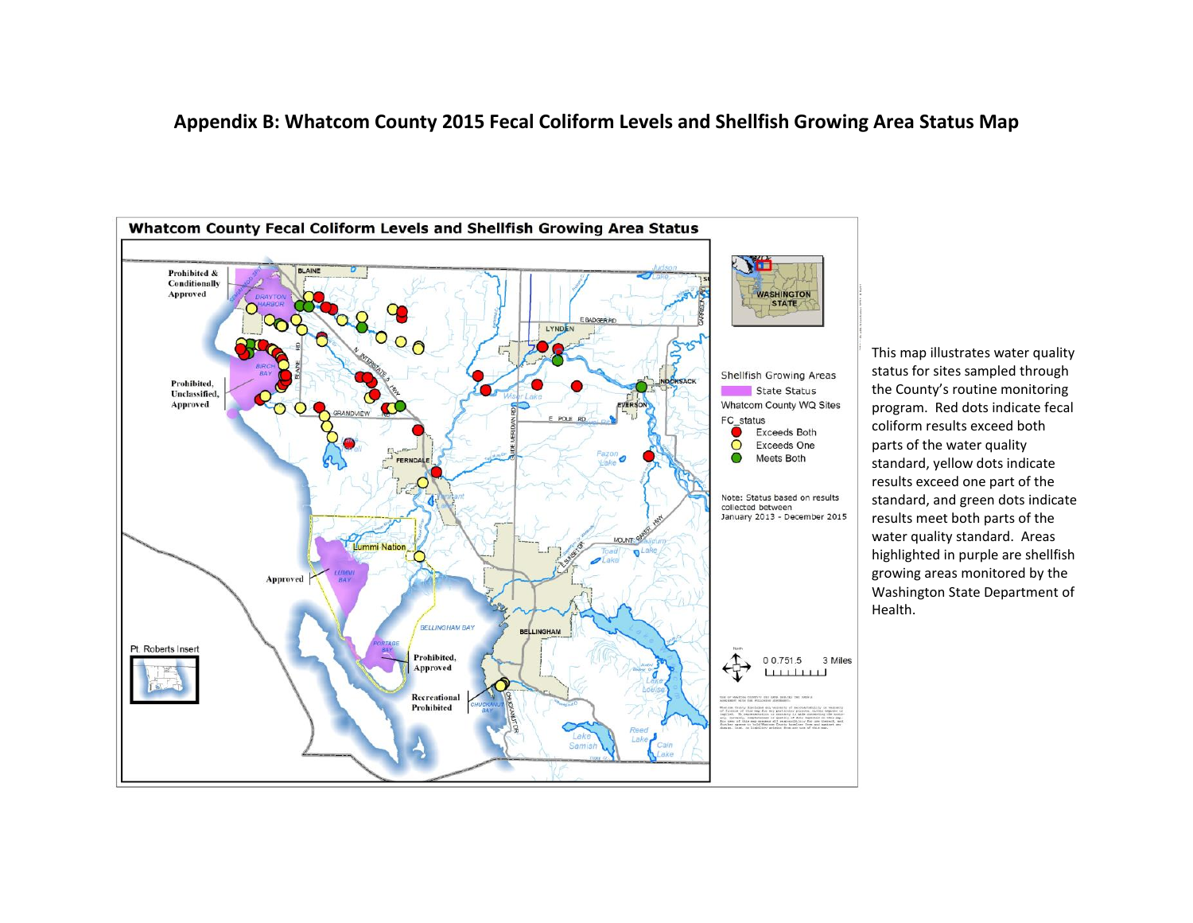# Appendix B: Whatcom County 2015 Fecal Coliform Levels and Shellfish Growing Area Status Map

**Whatcom County Fecal Coliform Levels and Shellfish Growing Area Status**

Shellfish Growing Areas
- State Status

Whatcom County WQ Sites

FC_status
- Exceeds Both
- Exceeds One
- Meets Both

Note: Status based on results collected between January 2013 - December 2015

This map illustrates water quality status for sites sampled through the County's routine monitoring program. Red dots indicate fecal coliform results exceed both parts of the water quality standard, yellow dots indicate results exceed one part of the standard, and green dots indicate results meet both parts of the water quality standard. Areas highlighted in purple are shellfish growing areas monitored by the Washington State Department of Health.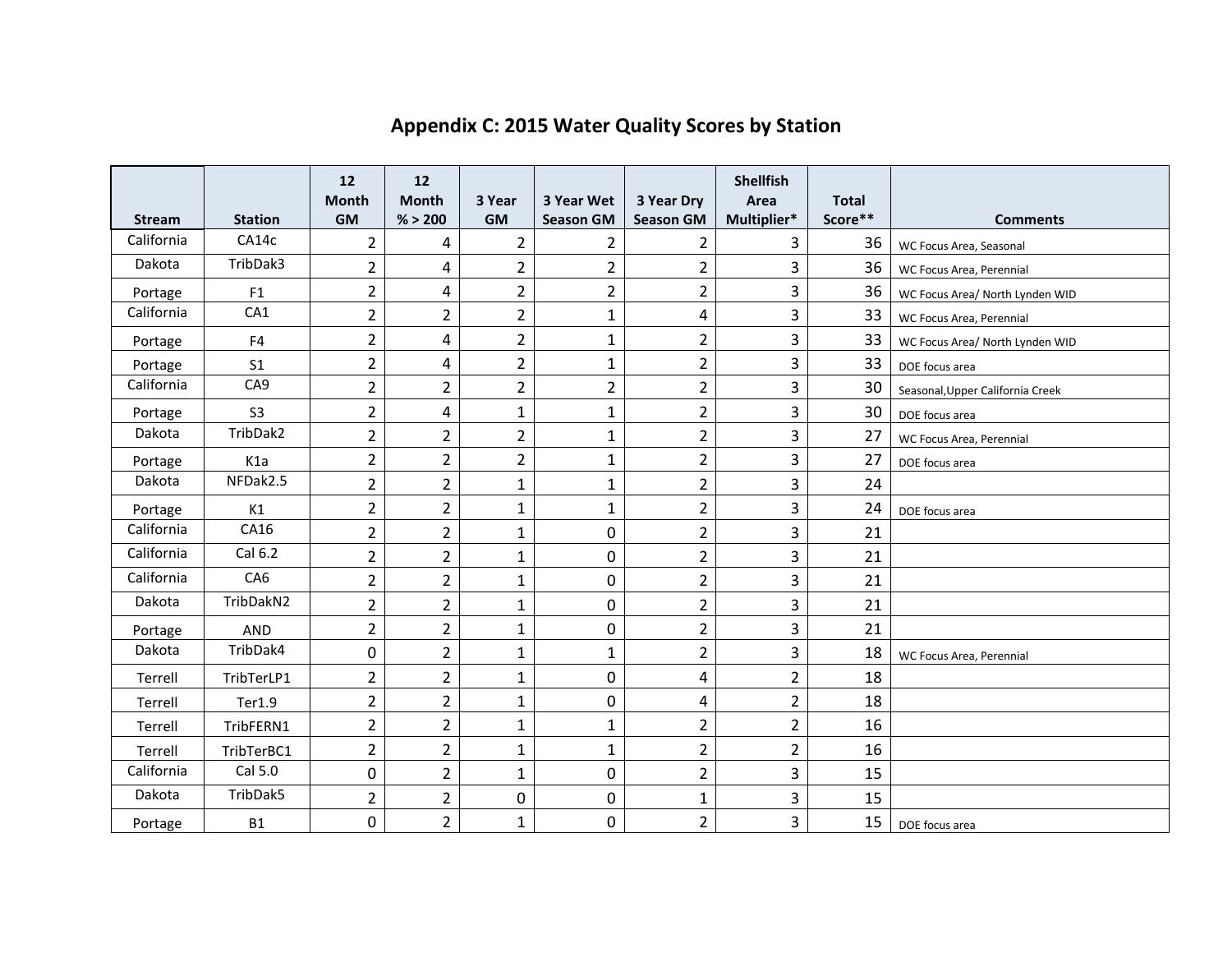# Appendix C: 2015 Water Quality Scores by Station

| Stream | Station | 12 Month GM | 12 Month % > 200 | 3 Year GM | 3 Year Wet Season GM | 3 Year Dry Season GM | Shellfish Area Multiplier* | Total Score** | Comments |
|---|---|---|---|---|---|---|---|---|---|
| California | CA14c | 2 | 4 | 2 | 2 | 2 | 3 | 36 | WC Focus Area, Seasonal |
| Dakota | TribDak3 | 2 | 4 | 2 | 2 | 2 | 3 | 36 | WC Focus Area, Perennial |
| Portage | F1 | 2 | 4 | 2 | 2 | 2 | 3 | 36 | WC Focus Area/ North Lynden WID |
| California | CA1 | 2 | 2 | 2 | 1 | 4 | 3 | 33 | WC Focus Area, Perennial |
| Portage | F4 | 2 | 4 | 2 | 1 | 2 | 3 | 33 | WC Focus Area/ North Lynden WID |
| Portage | S1 | 2 | 4 | 2 | 1 | 2 | 3 | 33 | DOE focus area |
| California | CA9 | 2 | 2 | 2 | 2 | 2 | 3 | 30 | Seasonal,Upper California Creek |
| Portage | S3 | 2 | 4 | 1 | 1 | 2 | 3 | 30 | DOE focus area |
| Dakota | TribDak2 | 2 | 2 | 2 | 1 | 2 | 3 | 27 | WC Focus Area, Perennial |
| Portage | K1a | 2 | 2 | 2 | 1 | 2 | 3 | 27 | DOE focus area |
| Dakota | NFDak2.5 | 2 | 2 | 1 | 1 | 2 | 3 | 24 | |
| Portage | K1 | 2 | 2 | 1 | 1 | 2 | 3 | 24 | DOE focus area |
| California | CA16 | 2 | 2 | 1 | 0 | 2 | 3 | 21 | |
| California | Cal 6.2 | 2 | 2 | 1 | 0 | 2 | 3 | 21 | |
| California | CA6 | 2 | 2 | 1 | 0 | 2 | 3 | 21 | |
| Dakota | TribDakN2 | 2 | 2 | 1 | 0 | 2 | 3 | 21 | |
| Portage | AND | 2 | 2 | 1 | 0 | 2 | 3 | 21 | |
| Dakota | TribDak4 | 0 | 2 | 1 | 1 | 2 | 3 | 18 | WC Focus Area, Perennial |
| Terrell | TribTerLP1 | 2 | 2 | 1 | 0 | 4 | 2 | 18 | |
| Terrell | Ter1.9 | 2 | 2 | 1 | 0 | 4 | 2 | 18 | |
| Terrell | TribFERN1 | 2 | 2 | 1 | 1 | 2 | 2 | 16 | |
| Terrell | TribTerBC1 | 2 | 2 | 1 | 1 | 2 | 2 | 16 | |
| California | Cal 5.0 | 0 | 2 | 1 | 0 | 2 | 3 | 15 | |
| Dakota | TribDak5 | 2 | 2 | 0 | 0 | 1 | 3 | 15 | |
| Portage | B1 | 0 | 2 | 1 | 0 | 2 | 3 | 15 | DOE focus area |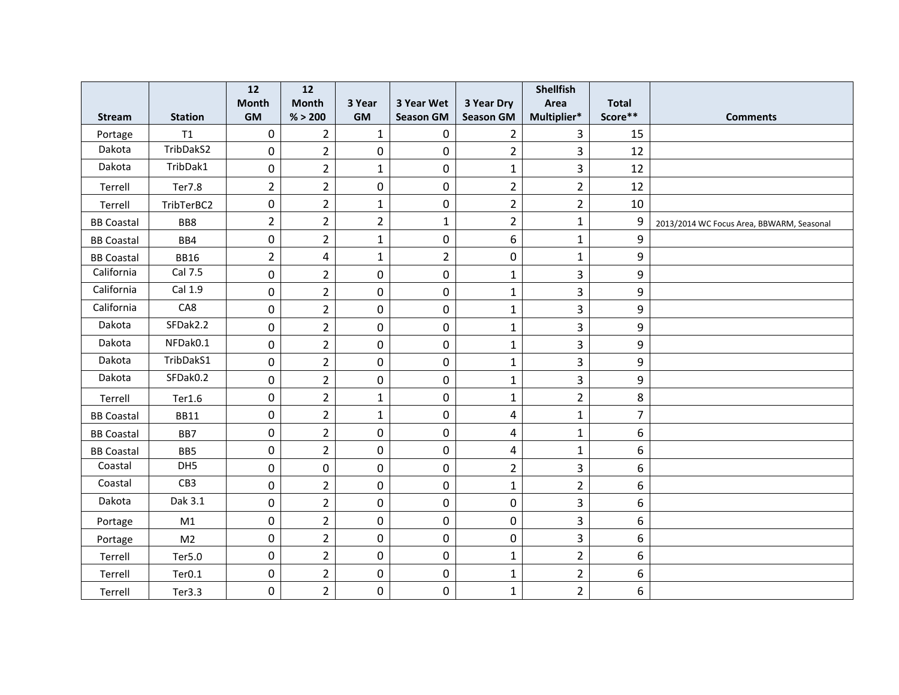| Stream | Station | 12 Month GM | 12 Month % > 200 | 3 Year GM | 3 Year Wet Season GM | 3 Year Dry Season GM | Shellfish Area Multiplier* | Total Score** | Comments |
|---|---|---|---|---|---|---|---|---|---|
| Portage | T1 | 0 | 2 | 1 | 0 | 2 | 3 | 15 | |
| Dakota | TribDakS2 | 0 | 2 | 0 | 0 | 2 | 3 | 12 | |
| Dakota | TribDak1 | 0 | 2 | 1 | 0 | 1 | 3 | 12 | |
| Terrell | Ter7.8 | 2 | 2 | 0 | 0 | 2 | 2 | 12 | |
| Terrell | TribTerBC2 | 0 | 2 | 1 | 0 | 2 | 2 | 10 | |
| BB Coastal | BB8 | 2 | 2 | 2 | 1 | 2 | 1 | 9 | 2013/2014 WC Focus Area, BBWARM, Seasonal |
| BB Coastal | BB4 | 0 | 2 | 1 | 0 | 6 | 1 | 9 | |
| BB Coastal | BB16 | 2 | 4 | 1 | 2 | 0 | 1 | 9 | |
| California | Cal 7.5 | 0 | 2 | 0 | 0 | 1 | 3 | 9 | |
| California | Cal 1.9 | 0 | 2 | 0 | 0 | 1 | 3 | 9 | |
| California | CA8 | 0 | 2 | 0 | 0 | 1 | 3 | 9 | |
| Dakota | SFDak2.2 | 0 | 2 | 0 | 0 | 1 | 3 | 9 | |
| Dakota | NFDak0.1 | 0 | 2 | 0 | 0 | 1 | 3 | 9 | |
| Dakota | TribDakS1 | 0 | 2 | 0 | 0 | 1 | 3 | 9 | |
| Dakota | SFDak0.2 | 0 | 2 | 0 | 0 | 1 | 3 | 9 | |
| Terrell | Ter1.6 | 0 | 2 | 1 | 0 | 1 | 2 | 8 | |
| BB Coastal | BB11 | 0 | 2 | 1 | 0 | 4 | 1 | 7 | |
| BB Coastal | BB7 | 0 | 2 | 0 | 0 | 4 | 1 | 6 | |
| BB Coastal | BB5 | 0 | 2 | 0 | 0 | 4 | 1 | 6 | |
| Coastal | DH5 | 0 | 0 | 0 | 0 | 2 | 3 | 6 | |
| Coastal | CB3 | 0 | 2 | 0 | 0 | 1 | 2 | 6 | |
| Dakota | Dak 3.1 | 0 | 2 | 0 | 0 | 0 | 3 | 6 | |
| Portage | M1 | 0 | 2 | 0 | 0 | 0 | 3 | 6 | |
| Portage | M2 | 0 | 2 | 0 | 0 | 0 | 3 | 6 | |
| Terrell | Ter5.0 | 0 | 2 | 0 | 0 | 1 | 2 | 6 | |
| Terrell | Ter0.1 | 0 | 2 | 0 | 0 | 1 | 2 | 6 | |
| Terrell | Ter3.3 | 0 | 2 | 0 | 0 | 1 | 2 | 6 | |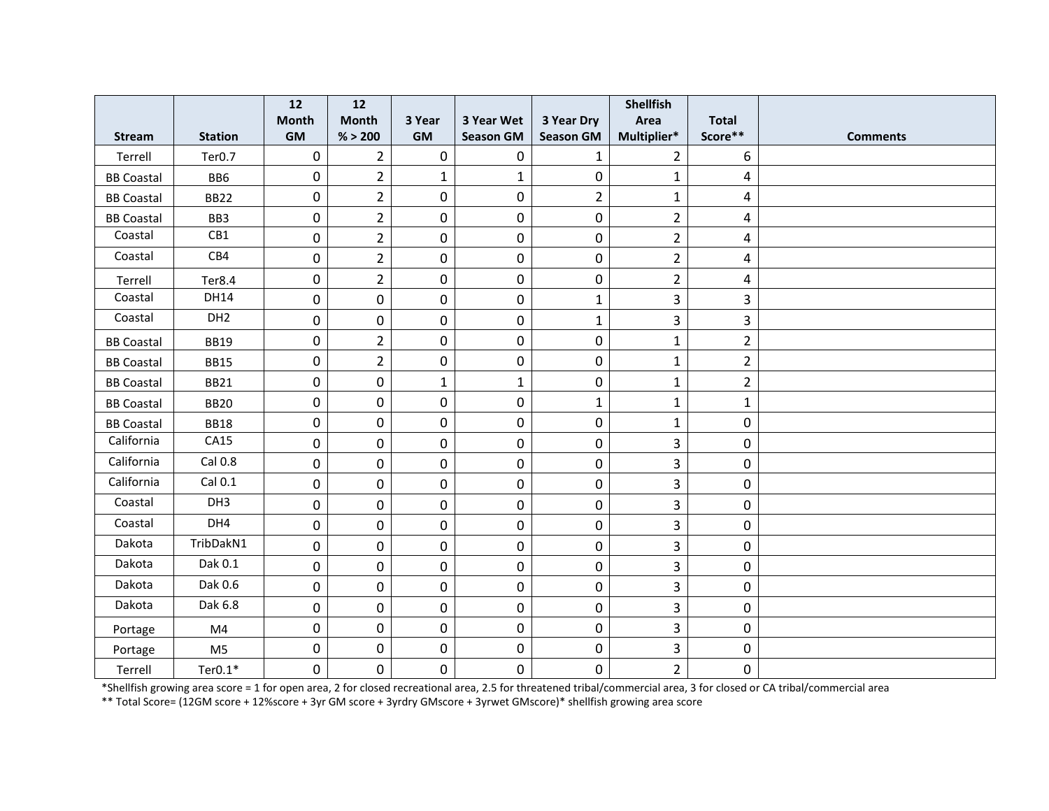| Stream | Station | 12 Month GM | 12 Month % > 200 | 3 Year GM | 3 Year Wet Season GM | 3 Year Dry Season GM | Shellfish Area Multiplier* | Total Score** | Comments |
|---|---|---|---|---|---|---|---|---|---|
| Terrell | Ter0.7 | 0 | 2 | 0 | 0 | 1 | 2 | 6 | |
| BB Coastal | BB6 | 0 | 2 | 1 | 1 | 0 | 1 | 4 | |
| BB Coastal | BB22 | 0 | 2 | 0 | 0 | 2 | 1 | 4 | |
| BB Coastal | BB3 | 0 | 2 | 0 | 0 | 0 | 2 | 4 | |
| Coastal | CB1 | 0 | 2 | 0 | 0 | 0 | 2 | 4 | |
| Coastal | CB4 | 0 | 2 | 0 | 0 | 0 | 2 | 4 | |
| Terrell | Ter8.4 | 0 | 2 | 0 | 0 | 0 | 2 | 4 | |
| Coastal | DH14 | 0 | 0 | 0 | 0 | 1 | 3 | 3 | |
| Coastal | DH2 | 0 | 0 | 0 | 0 | 1 | 3 | 3 | |
| BB Coastal | BB19 | 0 | 2 | 0 | 0 | 0 | 1 | 2 | |
| BB Coastal | BB15 | 0 | 2 | 0 | 0 | 0 | 1 | 2 | |
| BB Coastal | BB21 | 0 | 0 | 1 | 1 | 0 | 1 | 2 | |
| BB Coastal | BB20 | 0 | 0 | 0 | 0 | 1 | 1 | 1 | |
| BB Coastal | BB18 | 0 | 0 | 0 | 0 | 0 | 1 | 0 | |
| California | CA15 | 0 | 0 | 0 | 0 | 0 | 3 | 0 | |
| California | Cal 0.8 | 0 | 0 | 0 | 0 | 0 | 3 | 0 | |
| California | Cal 0.1 | 0 | 0 | 0 | 0 | 0 | 3 | 0 | |
| Coastal | DH3 | 0 | 0 | 0 | 0 | 0 | 3 | 0 | |
| Coastal | DH4 | 0 | 0 | 0 | 0 | 0 | 3 | 0 | |
| Dakota | TribDakN1 | 0 | 0 | 0 | 0 | 0 | 3 | 0 | |
| Dakota | Dak 0.1 | 0 | 0 | 0 | 0 | 0 | 3 | 0 | |
| Dakota | Dak 0.6 | 0 | 0 | 0 | 0 | 0 | 3 | 0 | |
| Dakota | Dak 6.8 | 0 | 0 | 0 | 0 | 0 | 3 | 0 | |
| Portage | M4 | 0 | 0 | 0 | 0 | 0 | 3 | 0 | |
| Portage | M5 | 0 | 0 | 0 | 0 | 0 | 3 | 0 | |
| Terrell | Ter0.1* | 0 | 0 | 0 | 0 | 0 | 2 | 0 | |

*Shellfish growing area score = 1 for open area, 2 for closed recreational area, 2.5 for threatened tribal/commercial area, 3 for closed or CA tribal/commercial area

** Total Score= (12GM score + 12%score + 3yr GM score + 3yrdry GMscore + 3yrwet GMscore)* shellfish growing area score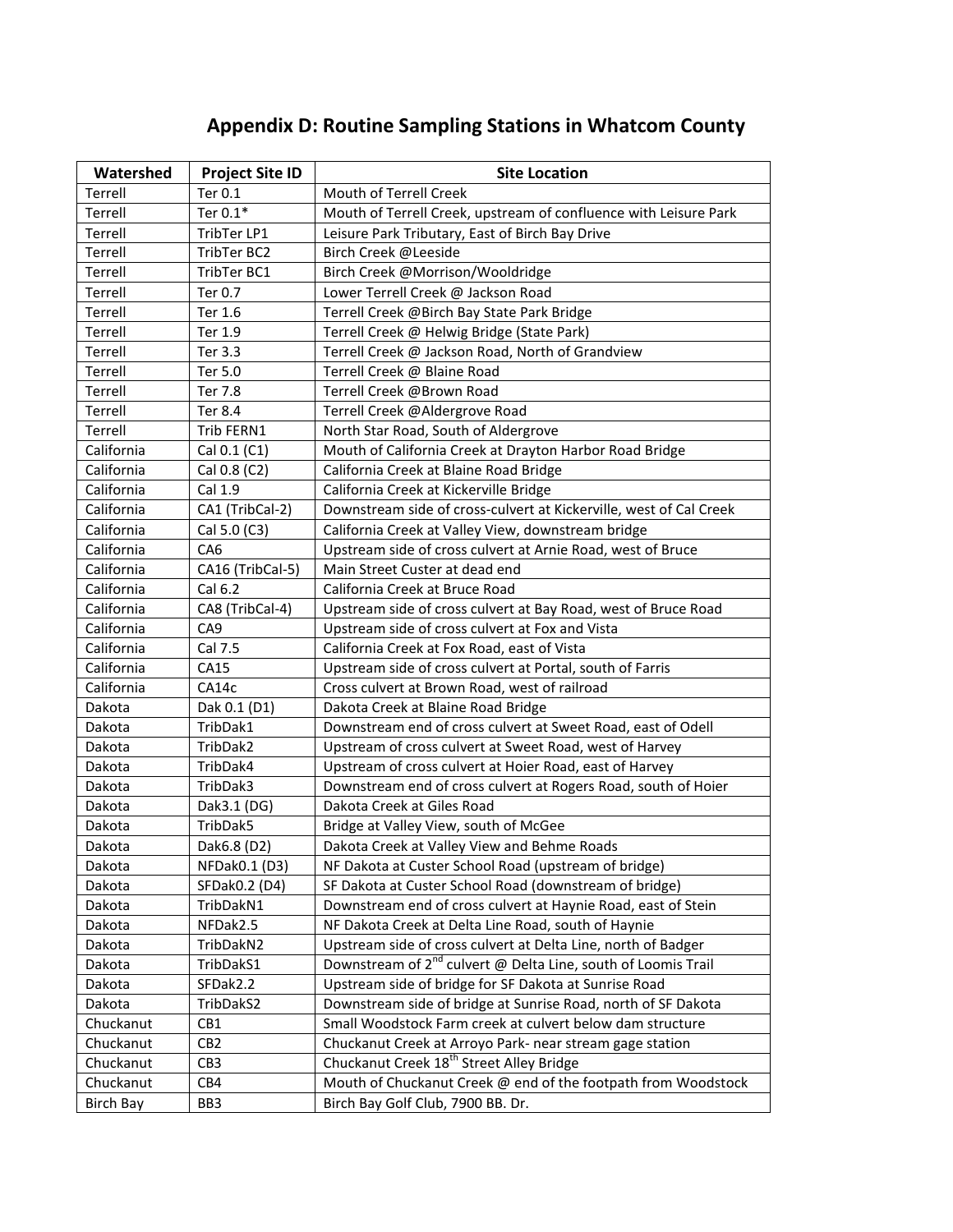# Appendix D: Routine Sampling Stations in Whatcom County

| Watershed | Project Site ID | Site Location |
|---|---|---|
| Terrell | Ter 0.1 | Mouth of Terrell Creek |
| Terrell | Ter 0.1* | Mouth of Terrell Creek, upstream of confluence with Leisure Park |
| Terrell | TribTer LP1 | Leisure Park Tributary, East of Birch Bay Drive |
| Terrell | TribTer BC2 | Birch Creek @Leeside |
| Terrell | TribTer BC1 | Birch Creek @Morrison/Wooldridge |
| Terrell | Ter 0.7 | Lower Terrell Creek @ Jackson Road |
| Terrell | Ter 1.6 | Terrell Creek @Birch Bay State Park Bridge |
| Terrell | Ter 1.9 | Terrell Creek @ Helwig Bridge (State Park) |
| Terrell | Ter 3.3 | Terrell Creek @ Jackson Road, North of Grandview |
| Terrell | Ter 5.0 | Terrell Creek @ Blaine Road |
| Terrell | Ter 7.8 | Terrell Creek @Brown Road |
| Terrell | Ter 8.4 | Terrell Creek @Aldergrove Road |
| Terrell | Trib FERN1 | North Star Road, South of Aldergrove |
| California | Cal 0.1 (C1) | Mouth of California Creek at Drayton Harbor Road Bridge |
| California | Cal 0.8 (C2) | California Creek at Blaine Road Bridge |
| California | Cal 1.9 | California Creek at Kickerville Bridge |
| California | CA1 (TribCal-2) | Downstream side of cross-culvert at Kickerville, west of Cal Creek |
| California | Cal 5.0 (C3) | California Creek at Valley View, downstream bridge |
| California | CA6 | Upstream side of cross culvert at Arnie Road, west of Bruce |
| California | CA16 (TribCal-5) | Main Street Custer at dead end |
| California | Cal 6.2 | California Creek at Bruce Road |
| California | CA8 (TribCal-4) | Upstream side of cross culvert at Bay Road, west of Bruce Road |
| California | CA9 | Upstream side of cross culvert at Fox and Vista |
| California | Cal 7.5 | California Creek at Fox Road, east of Vista |
| California | CA15 | Upstream side of cross culvert at Portal, south of Farris |
| California | CA14c | Cross culvert at Brown Road, west of railroad |
| Dakota | Dak 0.1 (D1) | Dakota Creek at Blaine Road Bridge |
| Dakota | TribDak1 | Downstream end of cross culvert at Sweet Road, east of Odell |
| Dakota | TribDak2 | Upstream of cross culvert at Sweet Road, west of Harvey |
| Dakota | TribDak4 | Upstream of cross culvert at Hoier Road, east of Harvey |
| Dakota | TribDak3 | Downstream end of cross culvert at Rogers Road, south of Hoier |
| Dakota | Dak3.1 (DG) | Dakota Creek at Giles Road |
| Dakota | TribDak5 | Bridge at Valley View, south of McGee |
| Dakota | Dak6.8 (D2) | Dakota Creek at Valley View and Behme Roads |
| Dakota | NFDak0.1 (D3) | NF Dakota at Custer School Road (upstream of bridge) |
| Dakota | SFDak0.2 (D4) | SF Dakota at Custer School Road (downstream of bridge) |
| Dakota | TribDakN1 | Downstream end of cross culvert at Haynie Road, east of Stein |
| Dakota | NFDak2.5 | NF Dakota Creek at Delta Line Road, south of Haynie |
| Dakota | TribDakN2 | Upstream side of cross culvert at Delta Line, north of Badger |
| Dakota | TribDakS1 | Downstream of 2nd culvert @ Delta Line, south of Loomis Trail |
| Dakota | SFDak2.2 | Upstream side of bridge for SF Dakota at Sunrise Road |
| Dakota | TribDakS2 | Downstream side of bridge at Sunrise Road, north of SF Dakota |
| Chuckanut | CB1 | Small Woodstock Farm creek at culvert below dam structure |
| Chuckanut | CB2 | Chuckanut Creek at Arroyo Park- near stream gage station |
| Chuckanut | CB3 | Chuckanut Creek 18th Street Alley Bridge |
| Chuckanut | CB4 | Mouth of Chuckanut Creek @ end of the footpath from Woodstock |
| Birch Bay | BB3 | Birch Bay Golf Club, 7900 BB. Dr. |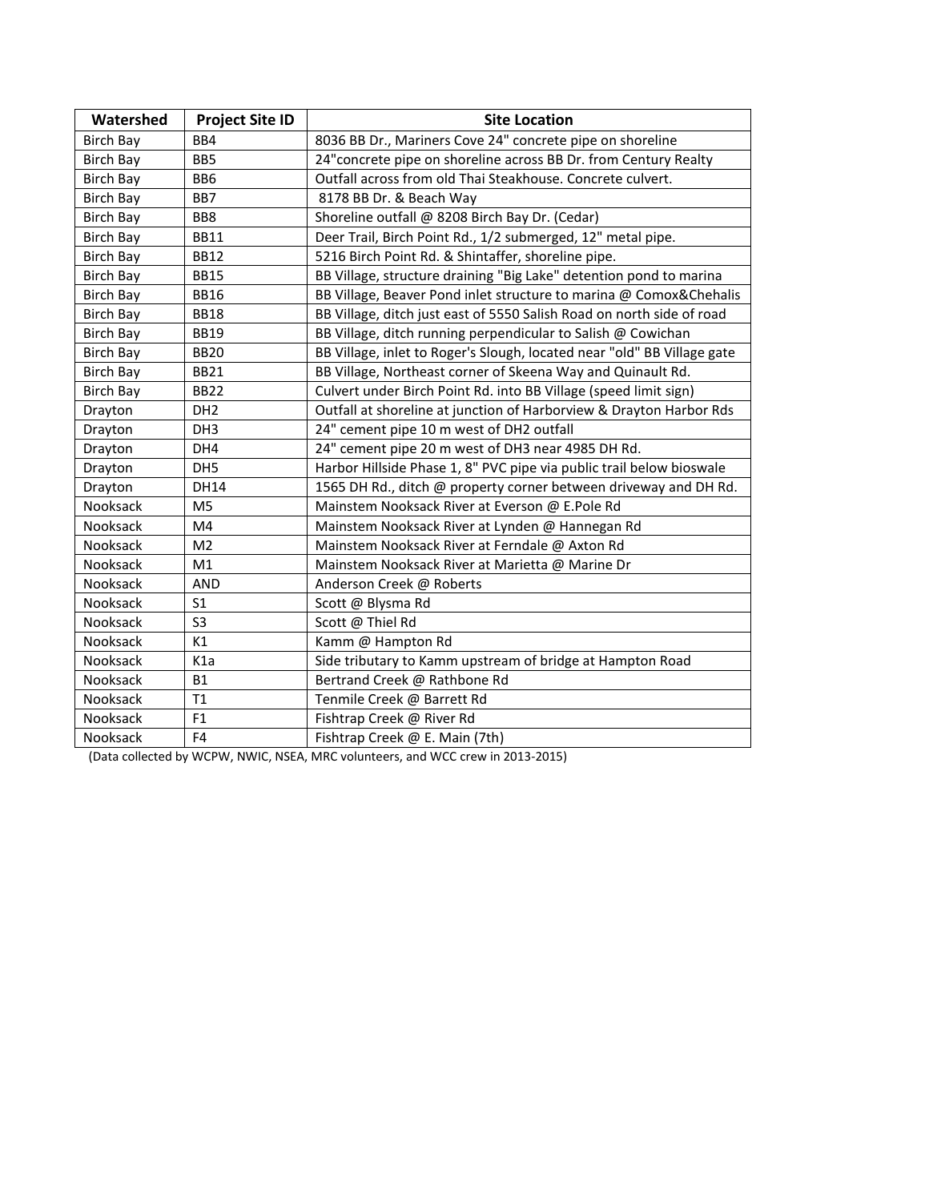| Watershed | Project Site ID | Site Location |
|---|---|---|
| Birch Bay | BB4 | 8036 BB Dr., Mariners Cove 24" concrete pipe on shoreline |
| Birch Bay | BB5 | 24"concrete pipe on shoreline across BB Dr. from Century Realty |
| Birch Bay | BB6 | Outfall across from old Thai Steakhouse. Concrete culvert. |
| Birch Bay | BB7 | 8178 BB Dr. & Beach Way |
| Birch Bay | BB8 | Shoreline outfall @ 8208 Birch Bay Dr. (Cedar) |
| Birch Bay | BB11 | Deer Trail, Birch Point Rd., 1/2 submerged, 12" metal pipe. |
| Birch Bay | BB12 | 5216 Birch Point Rd. & Shintaffer, shoreline pipe. |
| Birch Bay | BB15 | BB Village, structure draining "Big Lake" detention pond to marina |
| Birch Bay | BB16 | BB Village, Beaver Pond inlet structure to marina @ Comox&Chehalis |
| Birch Bay | BB18 | BB Village, ditch just east of 5550 Salish Road on north side of road |
| Birch Bay | BB19 | BB Village, ditch running perpendicular to Salish @ Cowichan |
| Birch Bay | BB20 | BB Village, inlet to Roger's Slough, located near "old" BB Village gate |
| Birch Bay | BB21 | BB Village, Northeast corner of Skeena Way and Quinault Rd. |
| Birch Bay | BB22 | Culvert under Birch Point Rd. into BB Village (speed limit sign) |
| Drayton | DH2 | Outfall at shoreline at junction of Harborview & Drayton Harbor Rds |
| Drayton | DH3 | 24" cement pipe 10 m west of DH2 outfall |
| Drayton | DH4 | 24" cement pipe 20 m west of DH3 near 4985 DH Rd. |
| Drayton | DH5 | Harbor Hillside Phase 1, 8" PVC pipe via public trail below bioswale |
| Drayton | DH14 | 1565 DH Rd., ditch @ property corner between driveway and DH Rd. |
| Nooksack | M5 | Mainstem Nooksack River at Everson @ E.Pole Rd |
| Nooksack | M4 | Mainstem Nooksack River at Lynden @ Hannegan Rd |
| Nooksack | M2 | Mainstem Nooksack River at Ferndale @ Axton Rd |
| Nooksack | M1 | Mainstem Nooksack River at Marietta @ Marine Dr |
| Nooksack | AND | Anderson Creek @ Roberts |
| Nooksack | S1 | Scott @ Blysma Rd |
| Nooksack | S3 | Scott @ Thiel Rd |
| Nooksack | K1 | Kamm @ Hampton Rd |
| Nooksack | K1a | Side tributary to Kamm upstream of bridge at Hampton Road |
| Nooksack | B1 | Bertrand Creek @ Rathbone Rd |
| Nooksack | T1 | Tenmile Creek @ Barrett Rd |
| Nooksack | F1 | Fishtrap Creek @ River Rd |
| Nooksack | F4 | Fishtrap Creek @ E. Main (7th) |

(Data collected by WCPW, NWIC, NSEA, MRC volunteers, and WCC crew in 2013-2015)